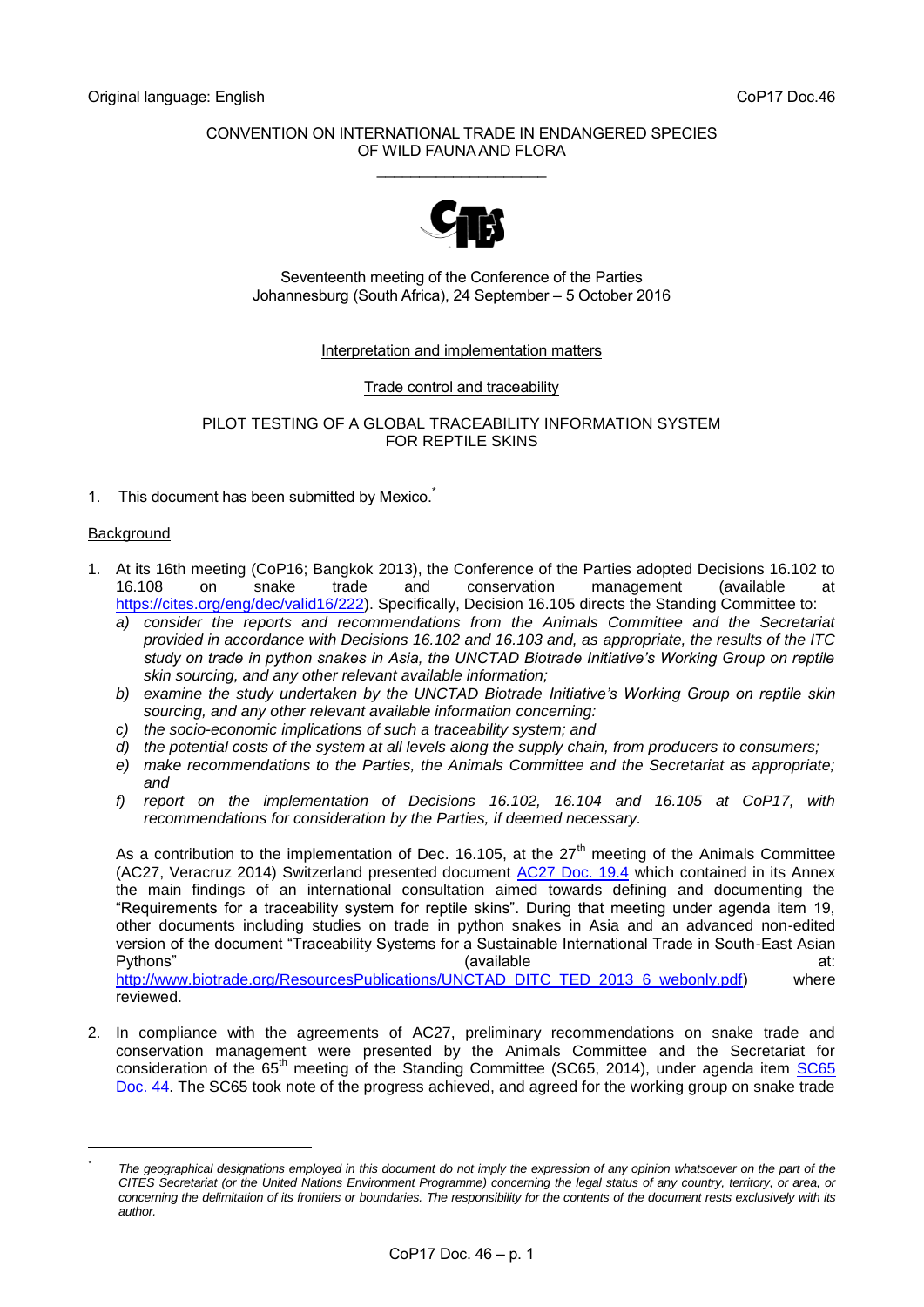Original language: English CoP17 Doc.46

CONVENTION ON INTERNATIONAL TRADE IN ENDANGERED SPECIES
OF WILD FAUNA AND FLORA

\_\_\_\_\_\_\_\_\_\_\_\_\_\_\_\_\_\_\_\_

Seventeenth meeting of the Conference of the Parties
Johannesburg (South Africa), 24 September – 5 October 2016

Interpretation and implementation matters

Trade control and traceability

# PILOT TESTING OF A GLOBAL TRACEABILITY INFORMATION SYSTEM FOR REPTILE SKINS

1. This document has been submitted by Mexico.*

## Background

1. At its 16th meeting (CoP16; Bangkok 2013), the Conference of the Parties adopted Decisions 16.102 to 16.108 on snake trade and conservation management (available at https://cites.org/eng/dec/valid16/222). Specifically, Decision 16.105 directs the Standing Committee to:
   *a) consider the reports and recommendations from the Animals Committee and the Secretariat provided in accordance with Decisions 16.102 and 16.103 and, as appropriate, the results of the ITC study on trade in python snakes in Asia, the UNCTAD Biotrade Initiative's Working Group on reptile skin sourcing, and any other relevant available information;*
   *b) examine the study undertaken by the UNCTAD Biotrade Initiative's Working Group on reptile skin sourcing, and any other relevant available information concerning:*
   *c) the socio-economic implications of such a traceability system; and*
   *d) the potential costs of the system at all levels along the supply chain, from producers to consumers;*
   *e) make recommendations to the Parties, the Animals Committee and the Secretariat as appropriate; and*
   *f) report on the implementation of Decisions 16.102, 16.104 and 16.105 at CoP17, with recommendations for consideration by the Parties, if deemed necessary.*

   As a contribution to the implementation of Dec. 16.105, at the 27th meeting of the Animals Committee (AC27, Veracruz 2014) Switzerland presented document AC27 Doc. 19.4 which contained in its Annex the main findings of an international consultation aimed towards defining and documenting the "Requirements for a traceability system for reptile skins". During that meeting under agenda item 19, other documents including studies on trade in python snakes in Asia and an advanced non-edited version of the document "Traceability Systems for a Sustainable International Trade in South-East Asian Pythons" (available at: http://www.biotrade.org/ResourcesPublications/UNCTAD_DITC_TED_2013_6_webonly.pdf) where reviewed.

2. In compliance with the agreements of AC27, preliminary recommendations on snake trade and conservation management were presented by the Animals Committee and the Secretariat for consideration of the 65th meeting of the Standing Committee (SC65, 2014), under agenda item SC65 Doc. 44. The SC65 took note of the progress achieved, and agreed for the working group on snake trade

\* *The geographical designations employed in this document do not imply the expression of any opinion whatsoever on the part of the CITES Secretariat (or the United Nations Environment Programme) concerning the legal status of any country, territory, or area, or concerning the delimitation of its frontiers or boundaries. The responsibility for the contents of the document rests exclusively with its author.*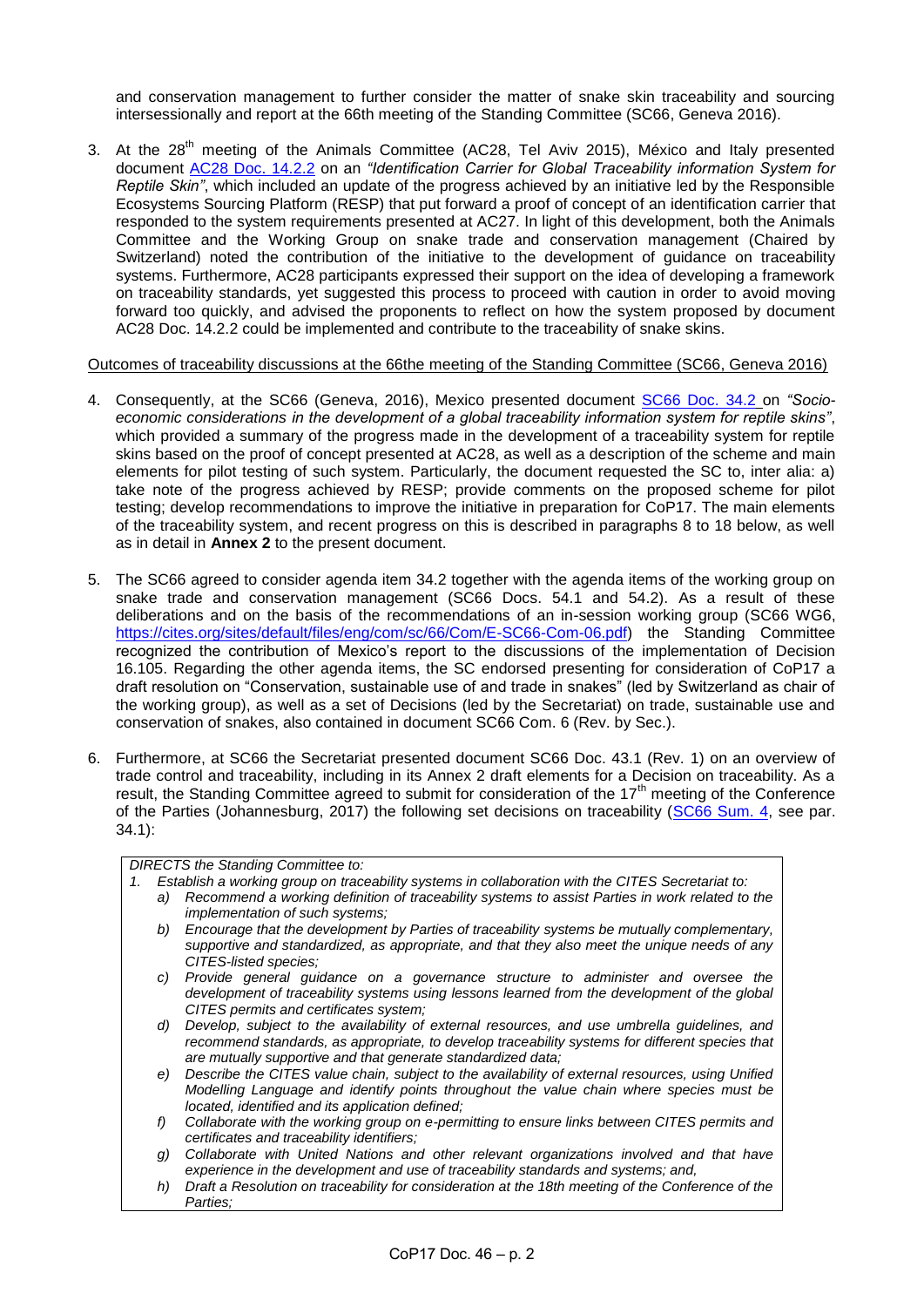and conservation management to further consider the matter of snake skin traceability and sourcing intersessionally and report at the 66th meeting of the Standing Committee (SC66, Geneva 2016).

3. At the 28th meeting of the Animals Committee (AC28, Tel Aviv 2015), México and Italy presented document AC28 Doc. 14.2.2 on an *"Identification Carrier for Global Traceability information System for Reptile Skin"*, which included an update of the progress achieved by an initiative led by the Responsible Ecosystems Sourcing Platform (RESP) that put forward a proof of concept of an identification carrier that responded to the system requirements presented at AC27. In light of this development, both the Animals Committee and the Working Group on snake trade and conservation management (Chaired by Switzerland) noted the contribution of the initiative to the development of guidance on traceability systems. Furthermore, AC28 participants expressed their support on the idea of developing a framework on traceability standards, yet suggested this process to proceed with caution in order to avoid moving forward too quickly, and advised the proponents to reflect on how the system proposed by document AC28 Doc. 14.2.2 could be implemented and contribute to the traceability of snake skins.

Outcomes of traceability discussions at the 66the meeting of the Standing Committee (SC66, Geneva 2016)

4. Consequently, at the SC66 (Geneva, 2016), Mexico presented document SC66 Doc. 34.2 on *"Socio-economic considerations in the development of a global traceability information system for reptile skins"*, which provided a summary of the progress made in the development of a traceability system for reptile skins based on the proof of concept presented at AC28, as well as a description of the scheme and main elements for pilot testing of such system. Particularly, the document requested the SC to, inter alia: a) take note of the progress achieved by RESP; provide comments on the proposed scheme for pilot testing; develop recommendations to improve the initiative in preparation for CoP17. The main elements of the traceability system, and recent progress on this is described in paragraphs 8 to 18 below, as well as in detail in **Annex 2** to the present document.

5. The SC66 agreed to consider agenda item 34.2 together with the agenda items of the working group on snake trade and conservation management (SC66 Docs. 54.1 and 54.2). As a result of these deliberations and on the basis of the recommendations of an in-session working group (SC66 WG6, https://cites.org/sites/default/files/eng/com/sc/66/Com/E-SC66-Com-06.pdf) the Standing Committee recognized the contribution of Mexico's report to the discussions of the implementation of Decision 16.105. Regarding the other agenda items, the SC endorsed presenting for consideration of CoP17 a draft resolution on "Conservation, sustainable use of and trade in snakes" (led by Switzerland as chair of the working group), as well as a set of Decisions (led by the Secretariat) on trade, sustainable use and conservation of snakes, also contained in document SC66 Com. 6 (Rev. by Sec.).

6. Furthermore, at SC66 the Secretariat presented document SC66 Doc. 43.1 (Rev. 1) on an overview of trade control and traceability, including in its Annex 2 draft elements for a Decision on traceability. As a result, the Standing Committee agreed to submit for consideration of the 17th meeting of the Conference of the Parties (Johannesburg, 2017) the following set decisions on traceability (SC66 Sum. 4, see par. 34.1):

> *DIRECTS the Standing Committee to:*
>
> *1. Establish a working group on traceability systems in collaboration with the CITES Secretariat to:*
>
> *a) Recommend a working definition of traceability systems to assist Parties in work related to the implementation of such systems;*
>
> *b) Encourage that the development by Parties of traceability systems be mutually complementary, supportive and standardized, as appropriate, and that they also meet the unique needs of any CITES-listed species;*
>
> *c) Provide general guidance on a governance structure to administer and oversee the development of traceability systems using lessons learned from the development of the global CITES permits and certificates system;*
>
> *d) Develop, subject to the availability of external resources, and use umbrella guidelines, and recommend standards, as appropriate, to develop traceability systems for different species that are mutually supportive and that generate standardized data;*
>
> *e) Describe the CITES value chain, subject to the availability of external resources, using Unified Modelling Language and identify points throughout the value chain where species must be located, identified and its application defined;*
>
> *f) Collaborate with the working group on e-permitting to ensure links between CITES permits and certificates and traceability identifiers;*
>
> *g) Collaborate with United Nations and other relevant organizations involved and that have experience in the development and use of traceability standards and systems; and,*
>
> *h) Draft a Resolution on traceability for consideration at the 18th meeting of the Conference of the Parties;*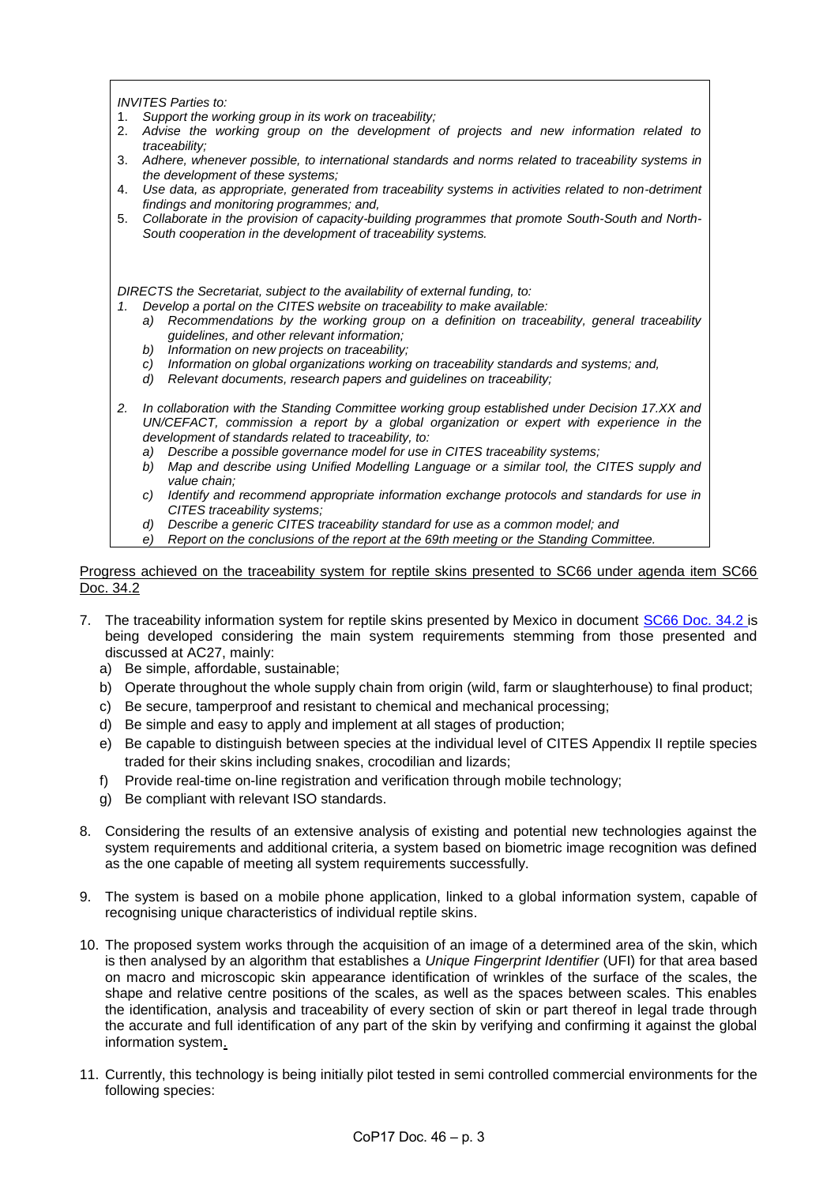*INVITES Parties to:*

1. *Support the working group in its work on traceability;*
2. *Advise the working group on the development of projects and new information related to traceability;*
3. *Adhere, whenever possible, to international standards and norms related to traceability systems in the development of these systems;*
4. *Use data, as appropriate, generated from traceability systems in activities related to non-detriment findings and monitoring programmes; and,*
5. *Collaborate in the provision of capacity-building programmes that promote South-South and North-South cooperation in the development of traceability systems.*

*DIRECTS the Secretariat, subject to the availability of external funding, to:*

1. *Develop a portal on the CITES website on traceability to make available:*
   a) *Recommendations by the working group on a definition on traceability, general traceability guidelines, and other relevant information;*
   b) *Information on new projects on traceability;*
   c) *Information on global organizations working on traceability standards and systems; and,*
   d) *Relevant documents, research papers and guidelines on traceability;*
2. *In collaboration with the Standing Committee working group established under Decision 17.XX and UN/CEFACT, commission a report by a global organization or expert with experience in the development of standards related to traceability, to:*
   a) *Describe a possible governance model for use in CITES traceability systems;*
   b) *Map and describe using Unified Modelling Language or a similar tool, the CITES supply and value chain;*
   c) *Identify and recommend appropriate information exchange protocols and standards for use in CITES traceability systems;*
   d) *Describe a generic CITES traceability standard for use as a common model; and*
   e) *Report on the conclusions of the report at the 69th meeting or the Standing Committee.*

Progress achieved on the traceability system for reptile skins presented to SC66 under agenda item SC66 Doc. 34.2

7. The traceability information system for reptile skins presented by Mexico in document SC66 Doc. 34.2 is being developed considering the main system requirements stemming from those presented and discussed at AC27, mainly:
   a) Be simple, affordable, sustainable;
   b) Operate throughout the whole supply chain from origin (wild, farm or slaughterhouse) to final product;
   c) Be secure, tamperproof and resistant to chemical and mechanical processing;
   d) Be simple and easy to apply and implement at all stages of production;
   e) Be capable to distinguish between species at the individual level of CITES Appendix II reptile species traded for their skins including snakes, crocodilian and lizards;
   f) Provide real-time on-line registration and verification through mobile technology;
   g) Be compliant with relevant ISO standards.
8. Considering the results of an extensive analysis of existing and potential new technologies against the system requirements and additional criteria, a system based on biometric image recognition was defined as the one capable of meeting all system requirements successfully.
9. The system is based on a mobile phone application, linked to a global information system, capable of recognising unique characteristics of individual reptile skins.
10. The proposed system works through the acquisition of an image of a determined area of the skin, which is then analysed by an algorithm that establishes a *Unique Fingerprint Identifier* (UFI) for that area based on macro and microscopic skin appearance identification of wrinkles of the surface of the scales, the shape and relative centre positions of the scales, as well as the spaces between scales. This enables the identification, analysis and traceability of every section of skin or part thereof in legal trade through the accurate and full identification of any part of the skin by verifying and confirming it against the global information system.
11. Currently, this technology is being initially pilot tested in semi controlled commercial environments for the following species: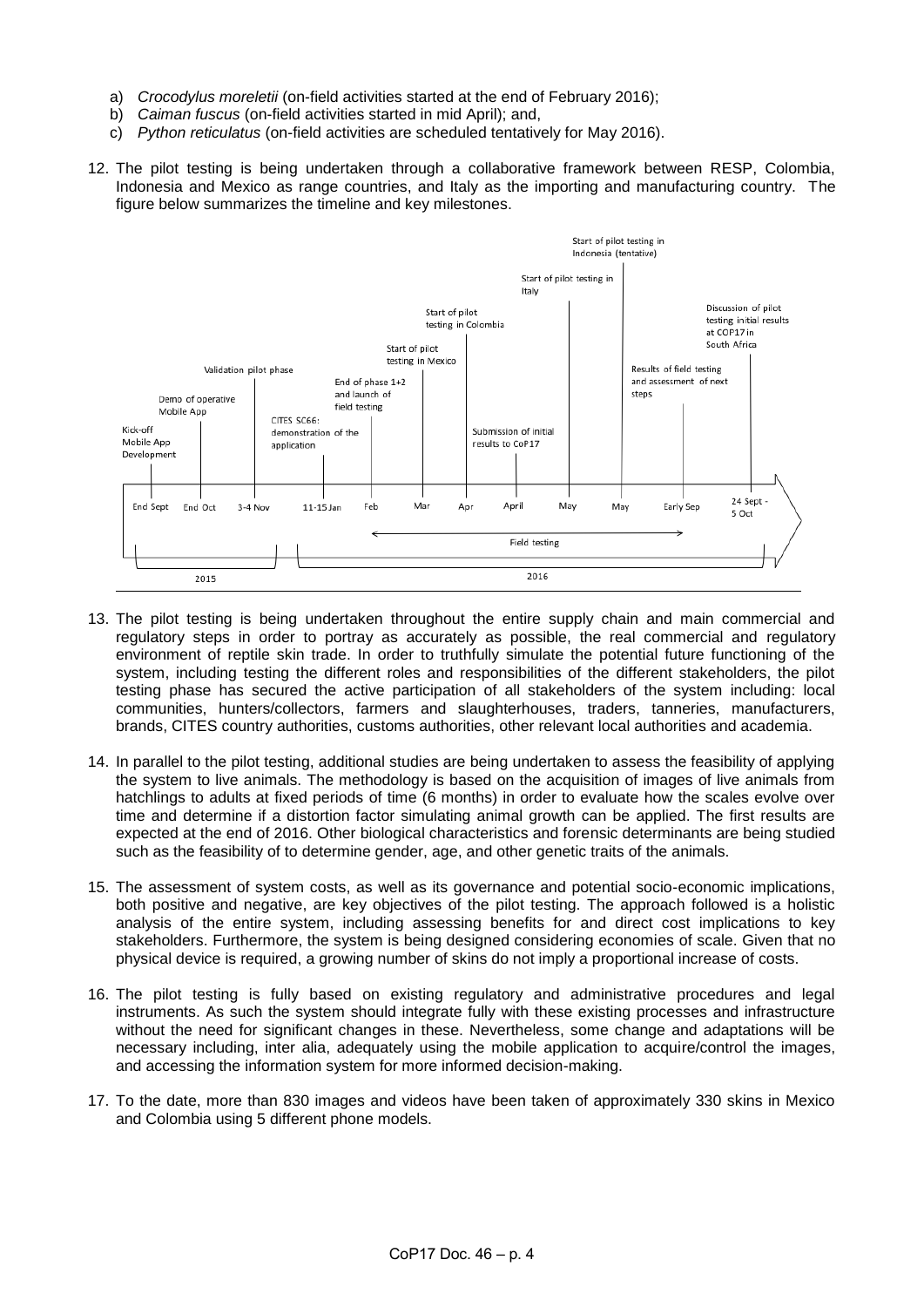a) *Crocodylus moreletii* (on-field activities started at the end of February 2016);
b) *Caiman fuscus* (on-field activities started in mid April); and,
c) *Python reticulatus* (on-field activities are scheduled tentatively for May 2016).

12. The pilot testing is being undertaken through a collaborative framework between RESP, Colombia, Indonesia and Mexico as range countries, and Italy as the importing and manufacturing country. The figure below summarizes the timeline and key milestones.

| Date | Milestone |
|---|---|
| End Sept (2015) | Kick-off Mobile App Development |
| End Oct (2015) | Demo of operative Mobile App |
| 3-4 Nov (2015) | Validation pilot phase |
| 11-15 Jan (2016) | CITES SC66: demonstration of the application |
| Feb (2016) | End of phase 1+2 and launch of field testing |
| Mar (2016) | Start of pilot testing in Mexico |
| Apr (2016) | Start of pilot testing in Colombia |
| April (2016) | Submission of initial results to CoP17 |
| May (2016) | Start of pilot testing in Italy |
| May (2016) | Start of pilot testing in Indonesia (tentative) |
| Early Sep (2016) | Results of field testing and assessment of next steps |
| 24 Sept - 5 Oct (2016) | Discussion of pilot testing initial results at COP17 in South Africa |

Field testing: Feb – Early Sep 2016

13. The pilot testing is being undertaken throughout the entire supply chain and main commercial and regulatory steps in order to portray as accurately as possible, the real commercial and regulatory environment of reptile skin trade. In order to truthfully simulate the potential future functioning of the system, including testing the different roles and responsibilities of the different stakeholders, the pilot testing phase has secured the active participation of all stakeholders of the system including: local communities, hunters/collectors, farmers and slaughterhouses, traders, tanneries, manufacturers, brands, CITES country authorities, customs authorities, other relevant local authorities and academia.

14. In parallel to the pilot testing, additional studies are being undertaken to assess the feasibility of applying the system to live animals. The methodology is based on the acquisition of images of live animals from hatchlings to adults at fixed periods of time (6 months) in order to evaluate how the scales evolve over time and determine if a distortion factor simulating animal growth can be applied. The first results are expected at the end of 2016. Other biological characteristics and forensic determinants are being studied such as the feasibility of to determine gender, age, and other genetic traits of the animals.

15. The assessment of system costs, as well as its governance and potential socio-economic implications, both positive and negative, are key objectives of the pilot testing. The approach followed is a holistic analysis of the entire system, including assessing benefits for and direct cost implications to key stakeholders. Furthermore, the system is being designed considering economies of scale. Given that no physical device is required, a growing number of skins do not imply a proportional increase of costs.

16. The pilot testing is fully based on existing regulatory and administrative procedures and legal instruments. As such the system should integrate fully with these existing processes and infrastructure without the need for significant changes in these. Nevertheless, some change and adaptations will be necessary including, inter alia, adequately using the mobile application to acquire/control the images, and accessing the information system for more informed decision-making.

17. To the date, more than 830 images and videos have been taken of approximately 330 skins in Mexico and Colombia using 5 different phone models.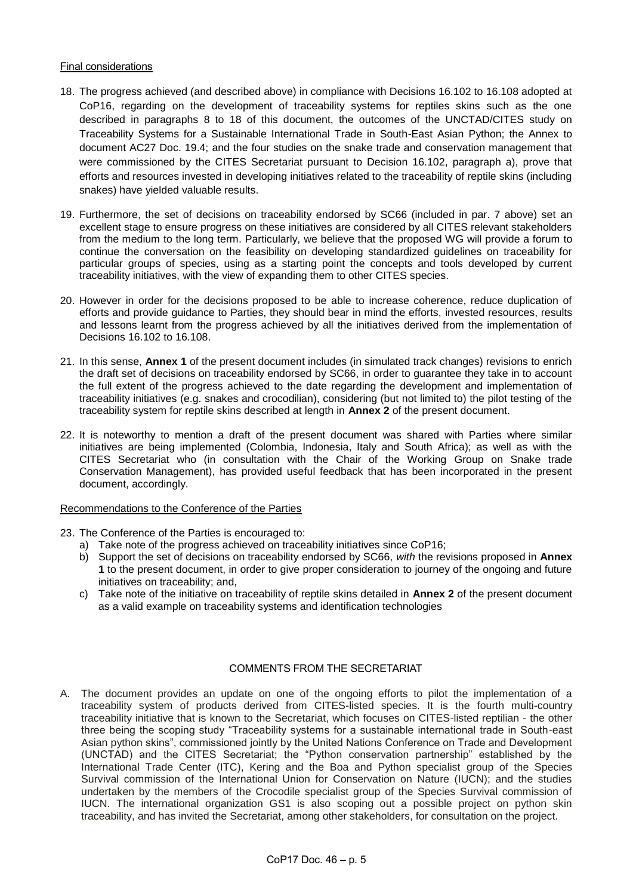Final considerations

18. The progress achieved (and described above) in compliance with Decisions 16.102 to 16.108 adopted at CoP16, regarding on the development of traceability systems for reptiles skins such as the one described in paragraphs 8 to 18 of this document, the outcomes of the UNCTAD/CITES study on Traceability Systems for a Sustainable International Trade in South-East Asian Python; the Annex to document AC27 Doc. 19.4; and the four studies on the snake trade and conservation management that were commissioned by the CITES Secretariat pursuant to Decision 16.102, paragraph a), prove that efforts and resources invested in developing initiatives related to the traceability of reptile skins (including snakes) have yielded valuable results.

19. Furthermore, the set of decisions on traceability endorsed by SC66 (included in par. 7 above) set an excellent stage to ensure progress on these initiatives are considered by all CITES relevant stakeholders from the medium to the long term. Particularly, we believe that the proposed WG will provide a forum to continue the conversation on the feasibility on developing standardized guidelines on traceability for particular groups of species, using as a starting point the concepts and tools developed by current traceability initiatives, with the view of expanding them to other CITES species.

20. However in order for the decisions proposed to be able to increase coherence, reduce duplication of efforts and provide guidance to Parties, they should bear in mind the efforts, invested resources, results and lessons learnt from the progress achieved by all the initiatives derived from the implementation of Decisions 16.102 to 16.108.

21. In this sense, **Annex 1** of the present document includes (in simulated track changes) revisions to enrich the draft set of decisions on traceability endorsed by SC66, in order to guarantee they take in to account the full extent of the progress achieved to the date regarding the development and implementation of traceability initiatives (e.g. snakes and crocodilian), considering (but not limited to) the pilot testing of the traceability system for reptile skins described at length in **Annex 2** of the present document.

22. It is noteworthy to mention a draft of the present document was shared with Parties where similar initiatives are being implemented (Colombia, Indonesia, Italy and South Africa); as well as with the CITES Secretariat who (in consultation with the Chair of the Working Group on Snake trade Conservation Management), has provided useful feedback that has been incorporated in the present document, accordingly.

Recommendations to the Conference of the Parties

23. The Conference of the Parties is encouraged to:
    a) Take note of the progress achieved on traceability initiatives since CoP16;
    b) Support the set of decisions on traceability endorsed by SC66, *with* the revisions proposed in **Annex 1** to the present document, in order to give proper consideration to journey of the ongoing and future initiatives on traceability; and,
    c) Take note of the initiative on traceability of reptile skins detailed in **Annex 2** of the present document as a valid example on traceability systems and identification technologies

COMMENTS FROM THE SECRETARIAT

A. The document provides an update on one of the ongoing efforts to pilot the implementation of a traceability system of products derived from CITES-listed species. It is the fourth multi-country traceability initiative that is known to the Secretariat, which focuses on CITES-listed reptilian - the other three being the scoping study "Traceability systems for a sustainable international trade in South-east Asian python skins", commissioned jointly by the United Nations Conference on Trade and Development (UNCTAD) and the CITES Secretariat; the "Python conservation partnership" established by the International Trade Center (ITC), Kering and the Boa and Python specialist group of the Species Survival commission of the International Union for Conservation on Nature (IUCN); and the studies undertaken by the members of the Crocodile specialist group of the Species Survival commission of IUCN. The international organization GS1 is also scoping out a possible project on python skin traceability, and has invited the Secretariat, among other stakeholders, for consultation on the project.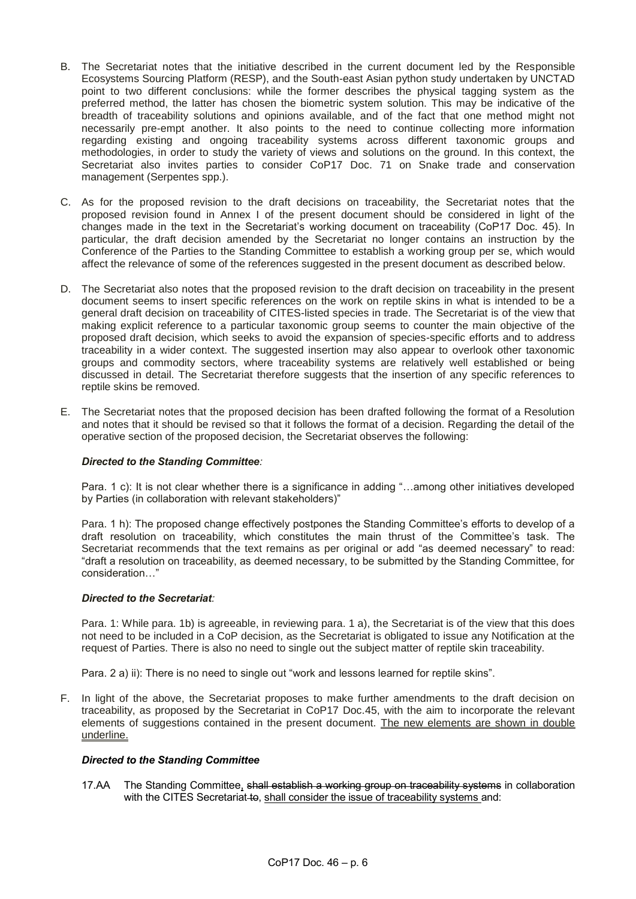B. The Secretariat notes that the initiative described in the current document led by the Responsible Ecosystems Sourcing Platform (RESP), and the South-east Asian python study undertaken by UNCTAD point to two different conclusions: while the former describes the physical tagging system as the preferred method, the latter has chosen the biometric system solution. This may be indicative of the breadth of traceability solutions and opinions available, and of the fact that one method might not necessarily pre-empt another. It also points to the need to continue collecting more information regarding existing and ongoing traceability systems across different taxonomic groups and methodologies, in order to study the variety of views and solutions on the ground. In this context, the Secretariat also invites parties to consider CoP17 Doc. 71 on Snake trade and conservation management (Serpentes spp.).

C. As for the proposed revision to the draft decisions on traceability, the Secretariat notes that the proposed revision found in Annex I of the present document should be considered in light of the changes made in the text in the Secretariat's working document on traceability (CoP17 Doc. 45). In particular, the draft decision amended by the Secretariat no longer contains an instruction by the Conference of the Parties to the Standing Committee to establish a working group per se, which would affect the relevance of some of the references suggested in the present document as described below.

D. The Secretariat also notes that the proposed revision to the draft decision on traceability in the present document seems to insert specific references on the work on reptile skins in what is intended to be a general draft decision on traceability of CITES-listed species in trade. The Secretariat is of the view that making explicit reference to a particular taxonomic group seems to counter the main objective of the proposed draft decision, which seeks to avoid the expansion of species-specific efforts and to address traceability in a wider context. The suggested insertion may also appear to overlook other taxonomic groups and commodity sectors, where traceability systems are relatively well established or being discussed in detail. The Secretariat therefore suggests that the insertion of any specific references to reptile skins be removed.

E. The Secretariat notes that the proposed decision has been drafted following the format of a Resolution and notes that it should be revised so that it follows the format of a decision. Regarding the detail of the operative section of the proposed decision, the Secretariat observes the following:

***Directed to the Standing Committee:***

Para. 1 c): It is not clear whether there is a significance in adding "…among other initiatives developed by Parties (in collaboration with relevant stakeholders)"

Para. 1 h): The proposed change effectively postpones the Standing Committee's efforts to develop of a draft resolution on traceability, which constitutes the main thrust of the Committee's task. The Secretariat recommends that the text remains as per original or add "as deemed necessary" to read: "draft a resolution on traceability, as deemed necessary, to be submitted by the Standing Committee, for consideration…"

***Directed to the Secretariat:***

Para. 1: While para. 1b) is agreeable, in reviewing para. 1 a), the Secretariat is of the view that this does not need to be included in a CoP decision, as the Secretariat is obligated to issue any Notification at the request of Parties. There is also no need to single out the subject matter of reptile skin traceability.

Para. 2 a) ii): There is no need to single out "work and lessons learned for reptile skins".

F. In light of the above, the Secretariat proposes to make further amendments to the draft decision on traceability, as proposed by the Secretariat in CoP17 Doc.45, with the aim to incorporate the relevant elements of suggestions contained in the present document. <u>The new elements are shown in double underline.</u>

***Directed to the Standing Committee***

17.AA The Standing Committee<u>,</u> ~~shall establish a working group on traceability systems~~ in collaboration with the CITES Secretariat ~~to~~<u>, shall consider the issue of traceability systems</u> and: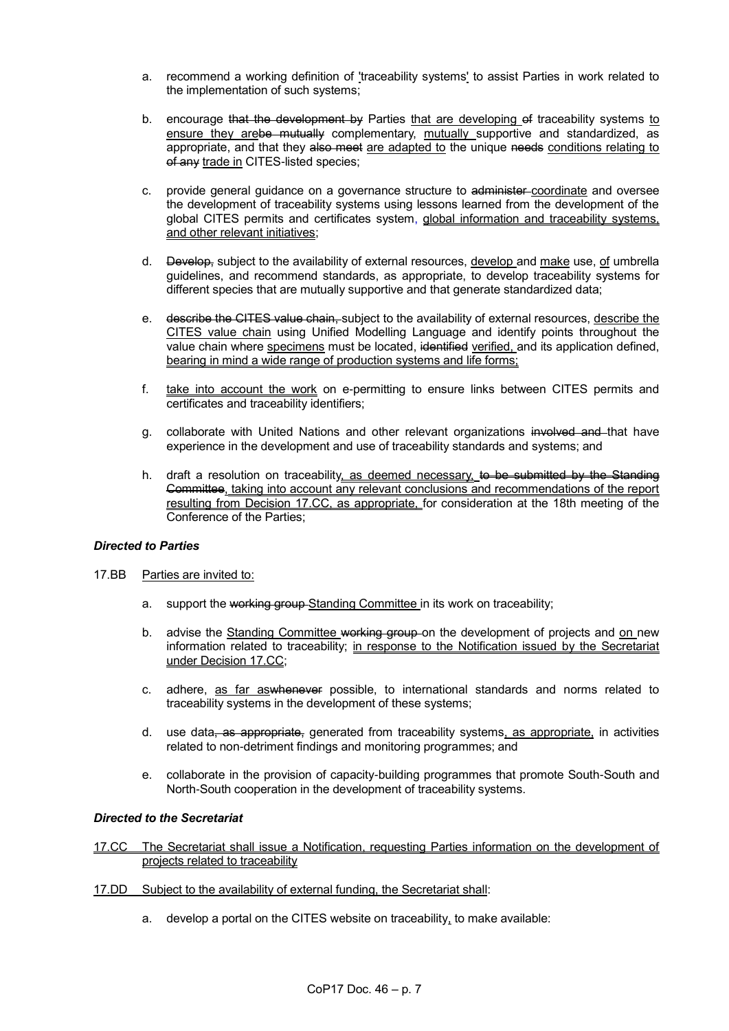a. recommend a working definition of 'traceability systems' to assist Parties in work related to the implementation of such systems;

b. encourage ~~that the development by~~ Parties that are developing ~~of~~ traceability systems to ensure they are~~be mutually~~ complementary, mutually supportive and standardized, as appropriate, and that they ~~also meet~~ are adapted to the unique ~~needs~~ conditions relating to ~~of any~~ trade in CITES-listed species;

c. provide general guidance on a governance structure to ~~administer~~ coordinate and oversee the development of traceability systems using lessons learned from the development of the global CITES permits and certificates system, global information and traceability systems, and other relevant initiatives;

d. ~~Develop,~~ subject to the availability of external resources, develop and make use, of umbrella guidelines, and recommend standards, as appropriate, to develop traceability systems for different species that are mutually supportive and that generate standardized data;

e. ~~describe the CITES value chain,~~ subject to the availability of external resources, describe the CITES value chain using Unified Modelling Language and identify points throughout the value chain where specimens must be located, ~~identified~~ verified, and its application defined, bearing in mind a wide range of production systems and life forms;

f. take into account the work on e-permitting to ensure links between CITES permits and certificates and traceability identifiers;

g. collaborate with United Nations and other relevant organizations ~~involved and~~ that have experience in the development and use of traceability standards and systems; and

h. draft a resolution on traceability, as deemed necessary, ~~to be submitted by the Standing Committee~~, taking into account any relevant conclusions and recommendations of the report resulting from Decision 17.CC, as appropriate, for consideration at the 18th meeting of the Conference of the Parties;

***Directed to Parties***

17.BB Parties are invited to:

a. support the ~~working group~~ Standing Committee in its work on traceability;

b. advise the Standing Committee ~~working group~~ on the development of projects and on new information related to traceability; in response to the Notification issued by the Secretariat under Decision 17.CC;

c. adhere, as far as~~whenever~~ possible, to international standards and norms related to traceability systems in the development of these systems;

d. use data~~, as appropriate,~~ generated from traceability systems, as appropriate, in activities related to non-detriment findings and monitoring programmes; and

e. collaborate in the provision of capacity-building programmes that promote South-South and North-South cooperation in the development of traceability systems.

***Directed to the Secretariat***

17.CC The Secretariat shall issue a Notification, requesting Parties information on the development of projects related to traceability

17.DD Subject to the availability of external funding, the Secretariat shall:

a. develop a portal on the CITES website on traceability, to make available: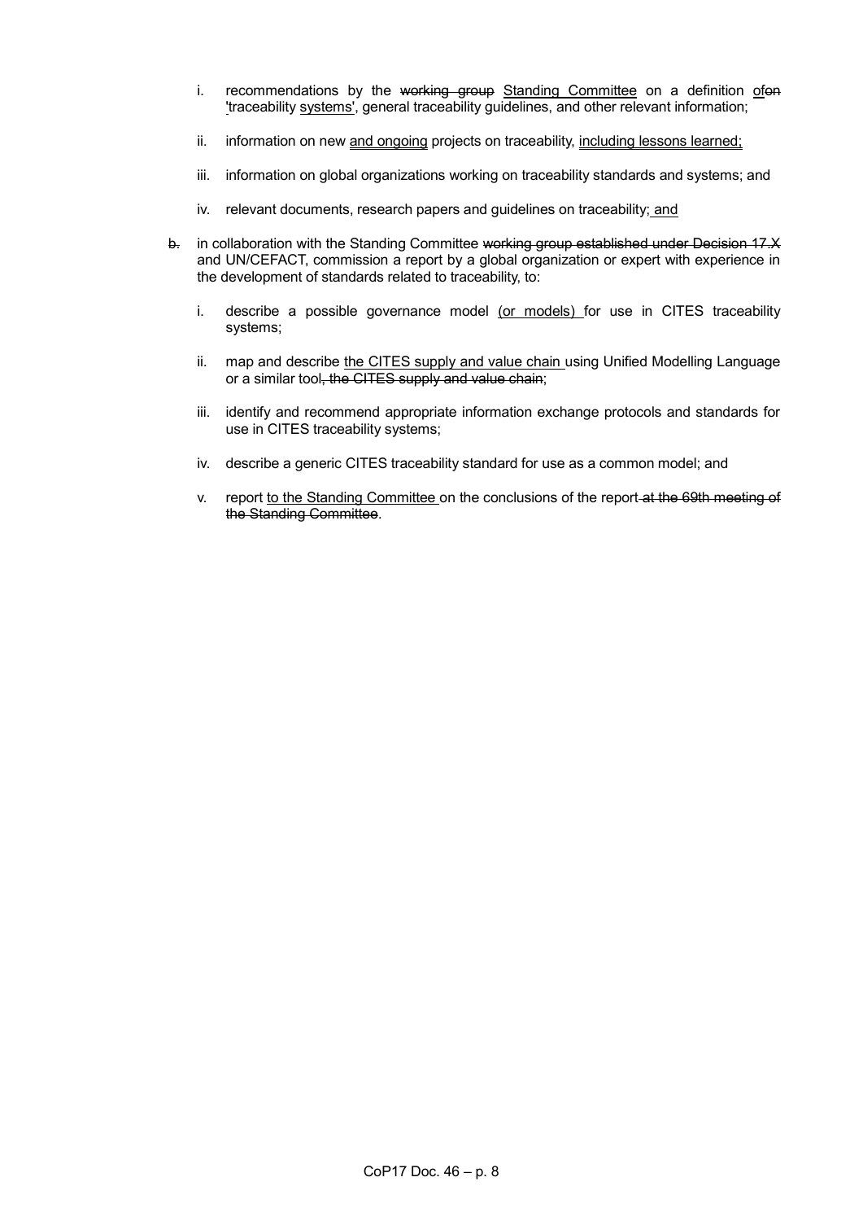i. recommendations by the ~~working group~~ <u>Standing Committee</u> on a definition <u>of</u>~~on~~ <u>'</u>traceability <u>systems'</u>, general traceability guidelines, and other relevant information;

ii. information on new <u>and ongoing</u> projects on traceability, <u>including lessons learned;</u>

iii. information on global organizations working on traceability standards and systems; and

iv. relevant documents, research papers and guidelines on traceability<u>; and</u>

~~b.~~ in collaboration with the Standing Committee ~~working group established under Decision 17.X~~ and UN/CEFACT, commission a report by a global organization or expert with experience in the development of standards related to traceability, to:

i. describe a possible governance model <u>(or models)</u> for use in CITES traceability systems;

ii. map and describe <u>the CITES supply and value chain</u> using Unified Modelling Language or a similar tool~~, the CITES supply and value chain~~;

iii. identify and recommend appropriate information exchange protocols and standards for use in CITES traceability systems;

iv. describe a generic CITES traceability standard for use as a common model; and

v. report <u>to the Standing Committee</u> on the conclusions of the report ~~at the 69th meeting of the Standing Committee~~.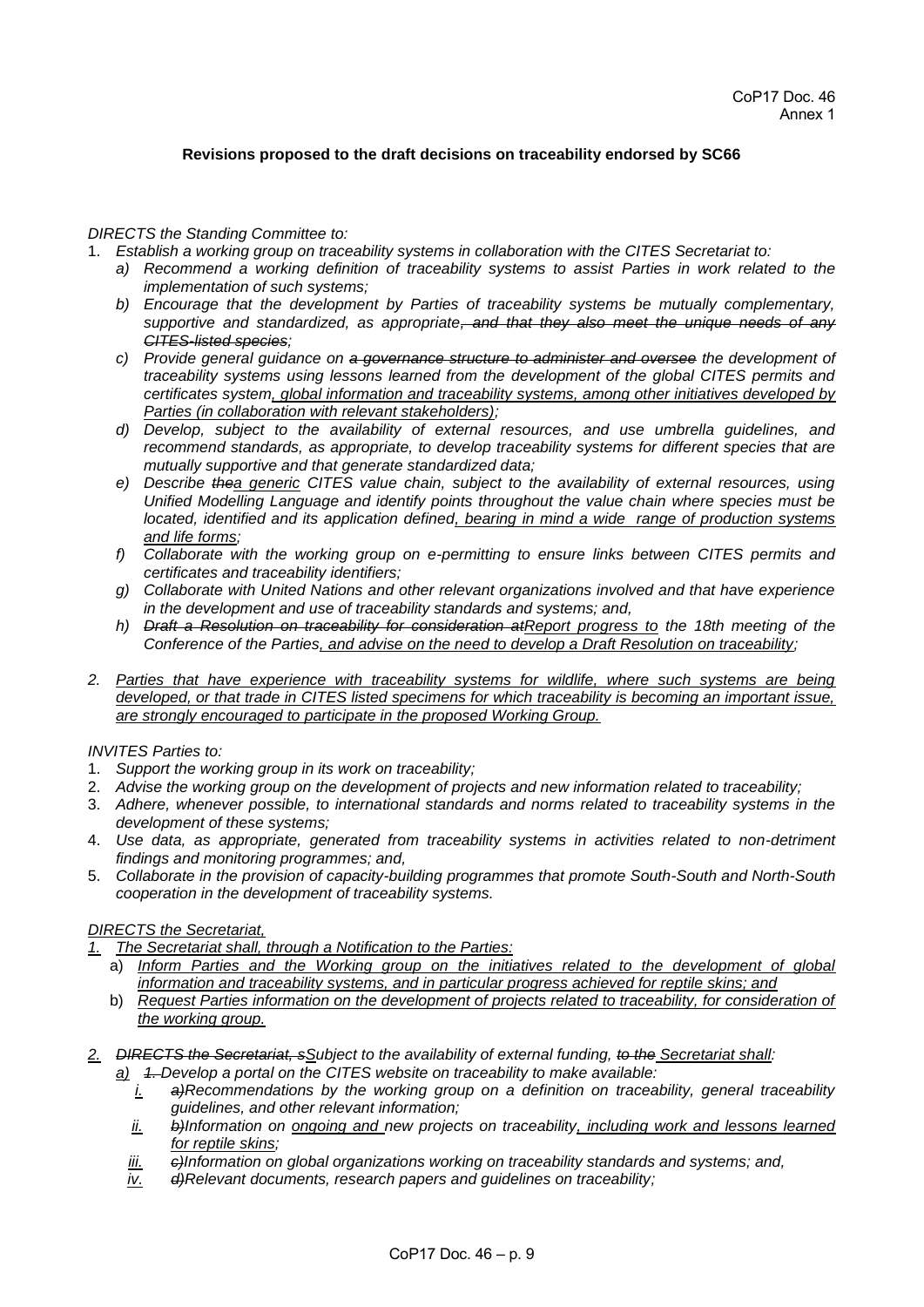CoP17 Doc. 46
Annex 1

**Revisions proposed to the draft decisions on traceability endorsed by SC66**

*DIRECTS the Standing Committee to:*

1. *Establish a working group on traceability systems in collaboration with the CITES Secretariat to:*
   a) *Recommend a working definition of traceability systems to assist Parties in work related to the implementation of such systems;*
   b) *Encourage that the development by Parties of traceability systems be mutually complementary, supportive and standardized, as appropriate~~, and that they also meet the unique needs of any CITES-listed species~~;*
   c) *Provide general guidance on ~~a governance structure to administer and oversee~~ the development of traceability systems using lessons learned from the development of the global CITES permits and certificates system<u>, global information and traceability systems, among other initiatives developed by Parties (in collaboration with relevant stakeholders)</u>;*
   d) *Develop, subject to the availability of external resources, and use umbrella guidelines, and recommend standards, as appropriate, to develop traceability systems for different species that are mutually supportive and that generate standardized data;*
   e) *Describe ~~the~~<u>a generic</u> CITES value chain, subject to the availability of external resources, using Unified Modelling Language and identify points throughout the value chain where species must be located, identified and its application defined<u>, bearing in mind a wide range of production systems and life forms</u>;*
   f) *Collaborate with the working group on e-permitting to ensure links between CITES permits and certificates and traceability identifiers;*
   g) *Collaborate with United Nations and other relevant organizations involved and that have experience in the development and use of traceability standards and systems; and,*
   h) *~~Draft a Resolution on traceability for consideration at~~<u>Report progress to</u> the 18th meeting of the Conference of the Parties<u>, and advise on the need to develop a Draft Resolution on traceability</u>;*

2. *<u>Parties that have experience with traceability systems for wildlife, where such systems are being developed, or that trade in CITES listed specimens for which traceability is becoming an important issue, are strongly encouraged to participate in the proposed Working Group.</u>*

*INVITES Parties to:*

1. *Support the working group in its work on traceability;*
2. *Advise the working group on the development of projects and new information related to traceability;*
3. *Adhere, whenever possible, to international standards and norms related to traceability systems in the development of these systems;*
4. *Use data, as appropriate, generated from traceability systems in activities related to non-detriment findings and monitoring programmes; and,*
5. *Collaborate in the provision of capacity-building programmes that promote South-South and North-South cooperation in the development of traceability systems.*

*<u>DIRECTS the Secretariat,</u>*

1. *<u>The Secretariat shall, through a Notification to the Parties:</u>*
   a) *<u>Inform Parties and the Working group on the initiatives related to the development of global information and traceability systems, and in particular progress achieved for reptile skins; and</u>*
   b) *<u>Request Parties information on the development of projects related to traceability, for consideration of the working group.</u>*

2. *~~DIRECTS the Secretariat, s~~<u>S</u>ubject to the availability of external funding, ~~to the~~ <u>Secretariat shall</u>:*
   *<u>a)</u> ~~1.~~ Develop a portal on the CITES website on traceability to make available:*
      *<u>i.</u> ~~a)~~Recommendations by the working group on a definition on traceability, general traceability guidelines, and other relevant information;*
      *<u>ii.</u> ~~b)~~Information on <u>ongoing and</u> new projects on traceability<u>, including work and lessons learned for reptile skins</u>;*
      *<u>iii.</u> ~~c)~~Information on global organizations working on traceability standards and systems; and,*
      *<u>iv.</u> ~~d)~~Relevant documents, research papers and guidelines on traceability;*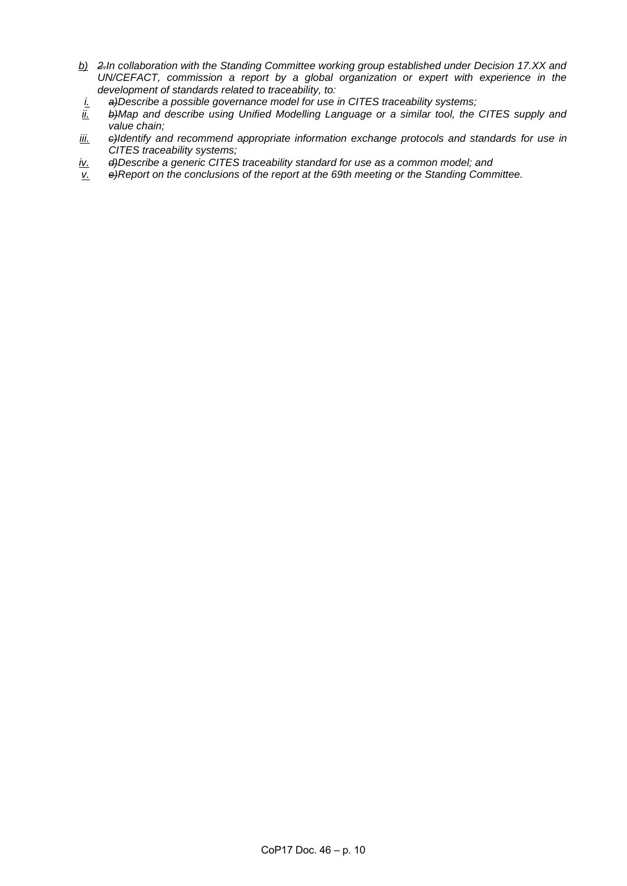*b)* ~~*2.*~~*In collaboration with the Standing Committee working group established under Decision 17.XX and UN/CEFACT, commission a report by a global organization or expert with experience in the development of standards related to traceability, to:*

*i.* ~~*a)*~~*Describe a possible governance model for use in CITES traceability systems;*

*ii.* ~~*b)*~~*Map and describe using Unified Modelling Language or a similar tool, the CITES supply and value chain;*

*iii.* ~~*c)*~~*Identify and recommend appropriate information exchange protocols and standards for use in CITES traceability systems;*

*iv.* ~~*d)*~~*Describe a generic CITES traceability standard for use as a common model; and*

*v.* ~~*e)*~~*Report on the conclusions of the report at the 69th meeting or the Standing Committee.*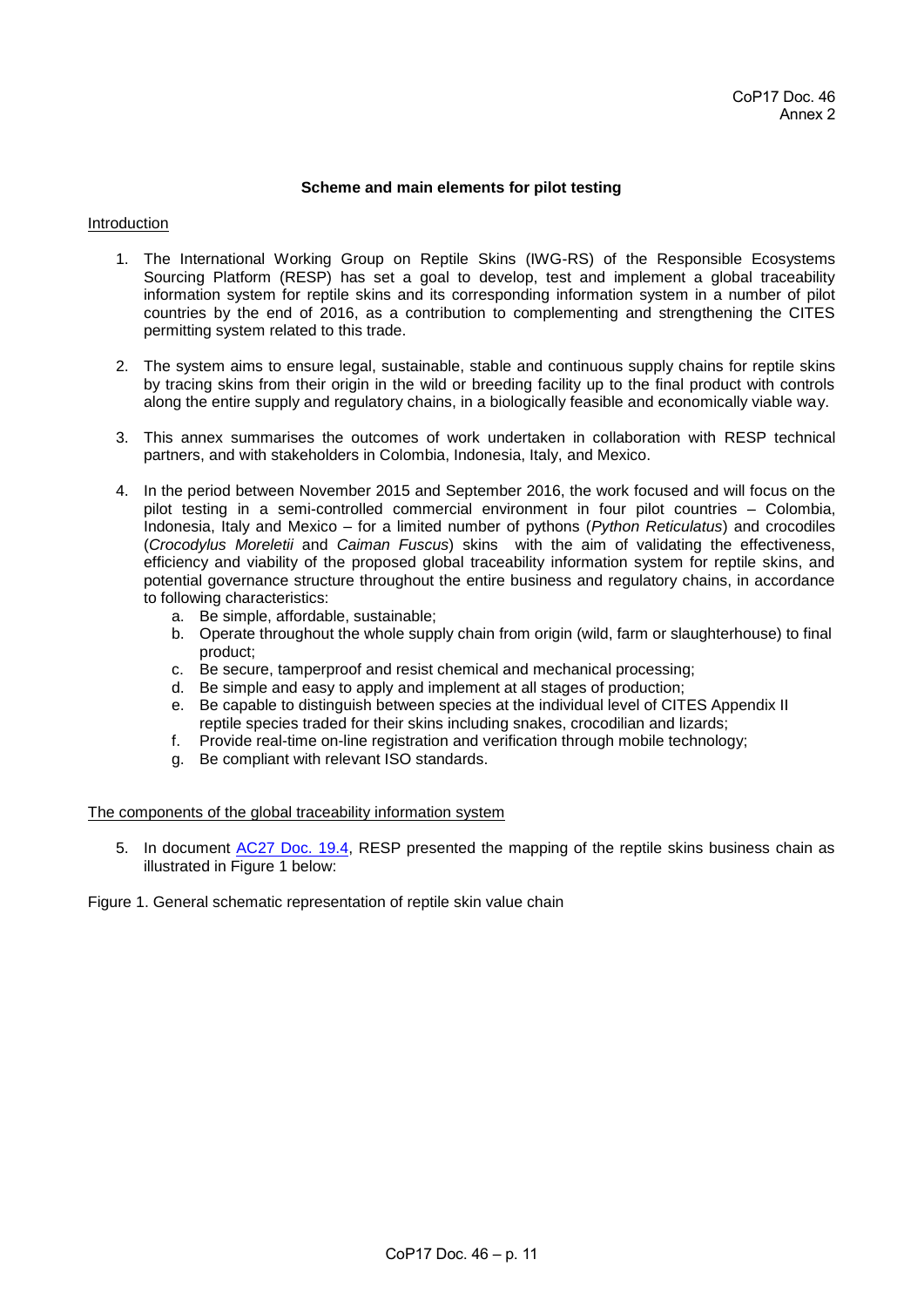CoP17 Doc. 46
Annex 2

**Scheme and main elements for pilot testing**

Introduction

1. The International Working Group on Reptile Skins (IWG-RS) of the Responsible Ecosystems Sourcing Platform (RESP) has set a goal to develop, test and implement a global traceability information system for reptile skins and its corresponding information system in a number of pilot countries by the end of 2016, as a contribution to complementing and strengthening the CITES permitting system related to this trade.

2. The system aims to ensure legal, sustainable, stable and continuous supply chains for reptile skins by tracing skins from their origin in the wild or breeding facility up to the final product with controls along the entire supply and regulatory chains, in a biologically feasible and economically viable way.

3. This annex summarises the outcomes of work undertaken in collaboration with RESP technical partners, and with stakeholders in Colombia, Indonesia, Italy, and Mexico.

4. In the period between November 2015 and September 2016, the work focused and will focus on the pilot testing in a semi-controlled commercial environment in four pilot countries – Colombia, Indonesia, Italy and Mexico – for a limited number of pythons (*Python Reticulatus*) and crocodiles (*Crocodylus Moreletii* and *Caiman Fuscus*) skins with the aim of validating the effectiveness, efficiency and viability of the proposed global traceability information system for reptile skins, and potential governance structure throughout the entire business and regulatory chains, in accordance to following characteristics:
   a. Be simple, affordable, sustainable;
   b. Operate throughout the whole supply chain from origin (wild, farm or slaughterhouse) to final product;
   c. Be secure, tamperproof and resist chemical and mechanical processing;
   d. Be simple and easy to apply and implement at all stages of production;
   e. Be capable to distinguish between species at the individual level of CITES Appendix II reptile species traded for their skins including snakes, crocodilian and lizards;
   f. Provide real-time on-line registration and verification through mobile technology;
   g. Be compliant with relevant ISO standards.

The components of the global traceability information system

5. In document AC27 Doc. 19.4, RESP presented the mapping of the reptile skins business chain as illustrated in Figure 1 below:

Figure 1. General schematic representation of reptile skin value chain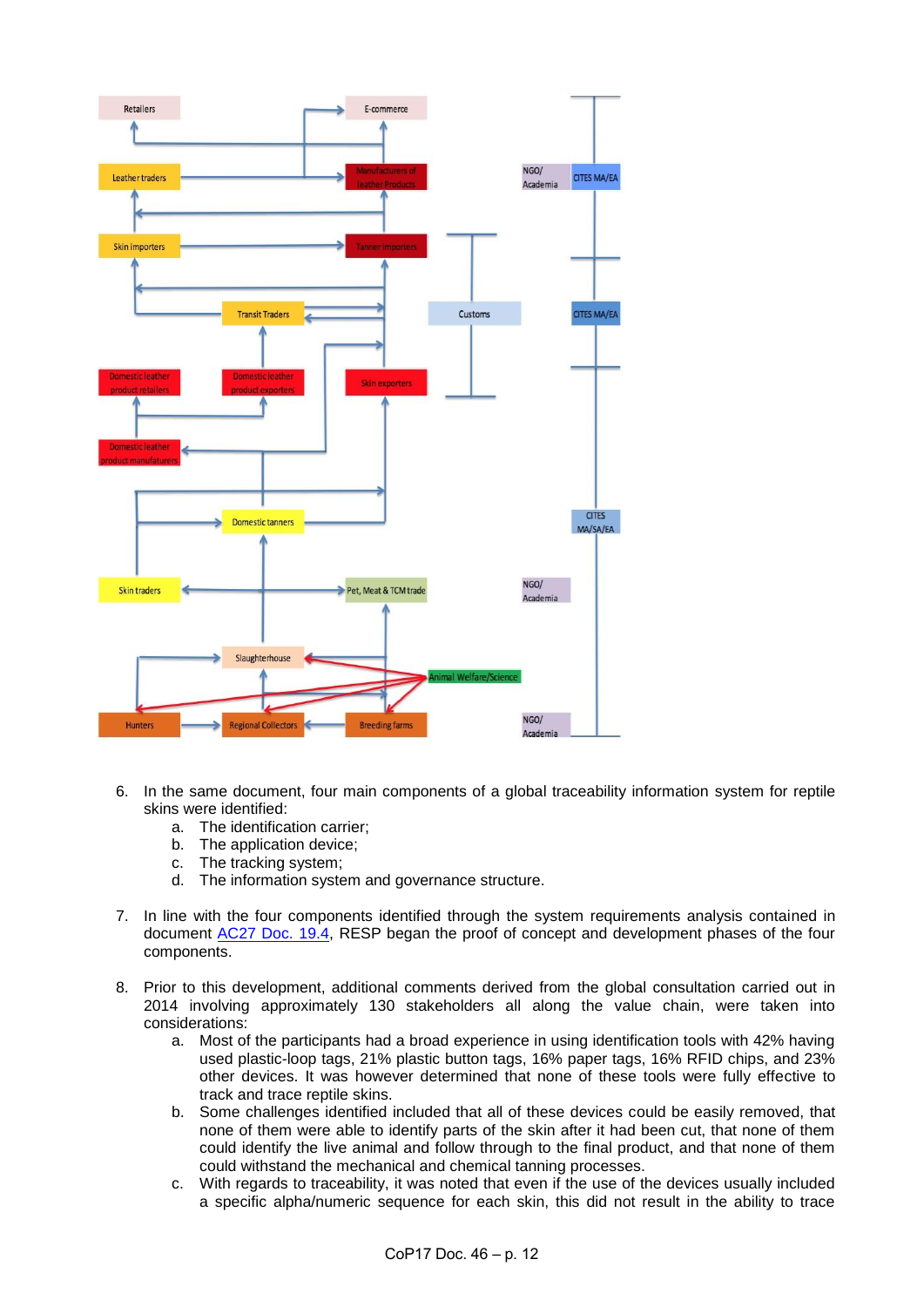6. In the same document, four main components of a global traceability information system for reptile skins were identified:
   a. The identification carrier;
   b. The application device;
   c. The tracking system;
   d. The information system and governance structure.

7. In line with the four components identified through the system requirements analysis contained in document AC27 Doc. 19.4, RESP began the proof of concept and development phases of the four components.

8. Prior to this development, additional comments derived from the global consultation carried out in 2014 involving approximately 130 stakeholders all along the value chain, were taken into considerations:
   a. Most of the participants had a broad experience in using identification tools with 42% having used plastic-loop tags, 21% plastic button tags, 16% paper tags, 16% RFID chips, and 23% other devices. It was however determined that none of these tools were fully effective to track and trace reptile skins.
   b. Some challenges identified included that all of these devices could be easily removed, that none of them were able to identify parts of the skin after it had been cut, that none of them could identify the live animal and follow through to the final product, and that none of them could withstand the mechanical and chemical tanning processes.
   c. With regards to traceability, it was noted that even if the use of the devices usually included a specific alpha/numeric sequence for each skin, this did not result in the ability to trace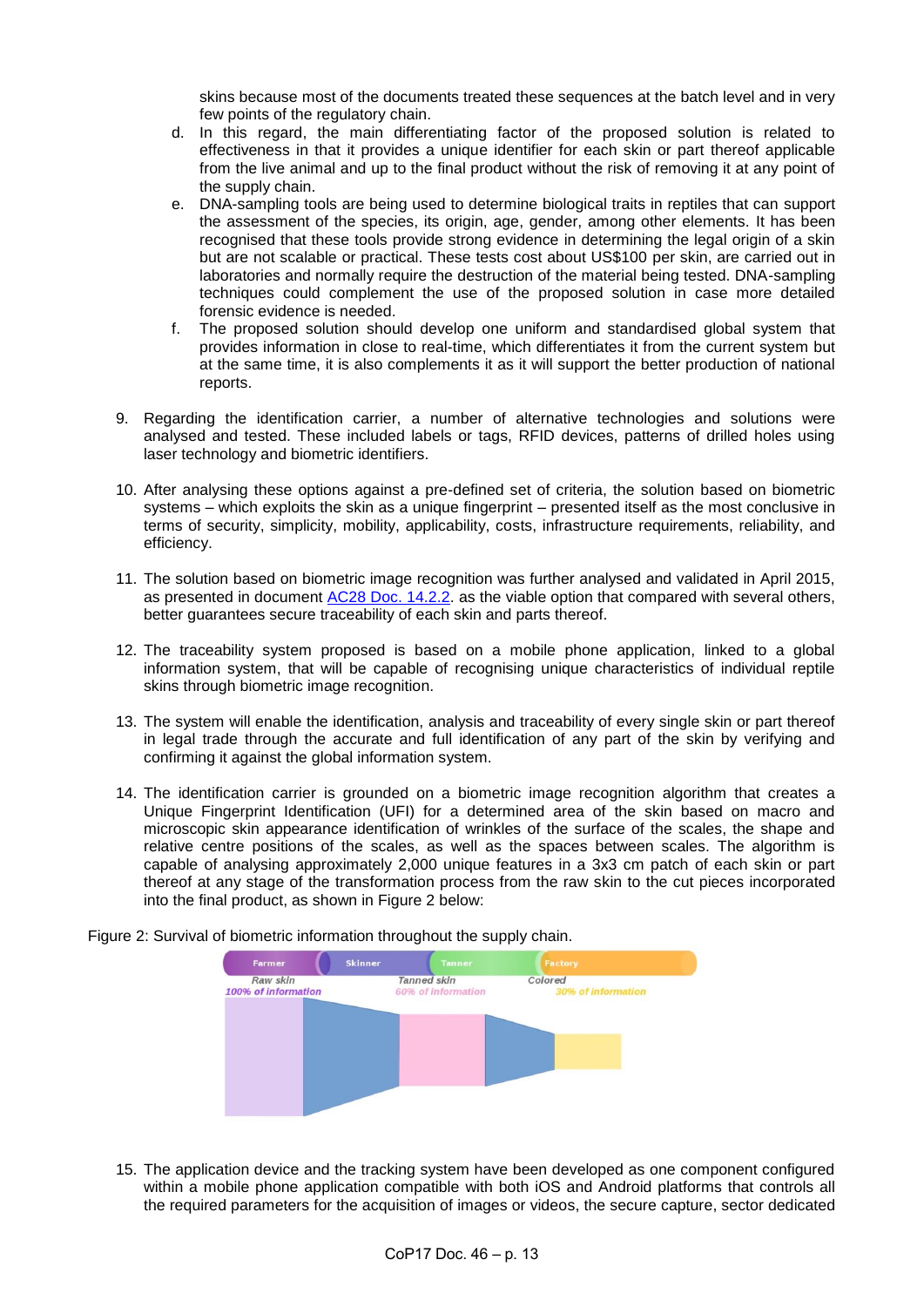skins because most of the documents treated these sequences at the batch level and in very few points of the regulatory chain.

d. In this regard, the main differentiating factor of the proposed solution is related to effectiveness in that it provides a unique identifier for each skin or part thereof applicable from the live animal and up to the final product without the risk of removing it at any point of the supply chain.

e. DNA-sampling tools are being used to determine biological traits in reptiles that can support the assessment of the species, its origin, age, gender, among other elements. It has been recognised that these tools provide strong evidence in determining the legal origin of a skin but are not scalable or practical. These tests cost about US$100 per skin, are carried out in laboratories and normally require the destruction of the material being tested. DNA-sampling techniques could complement the use of the proposed solution in case more detailed forensic evidence is needed.

f. The proposed solution should develop one uniform and standardised global system that provides information in close to real-time, which differentiates it from the current system but at the same time, it is also complements it as it will support the better production of national reports.

9. Regarding the identification carrier, a number of alternative technologies and solutions were analysed and tested. These included labels or tags, RFID devices, patterns of drilled holes using laser technology and biometric identifiers.

10. After analysing these options against a pre-defined set of criteria, the solution based on biometric systems – which exploits the skin as a unique fingerprint – presented itself as the most conclusive in terms of security, simplicity, mobility, applicability, costs, infrastructure requirements, reliability, and efficiency.

11. The solution based on biometric image recognition was further analysed and validated in April 2015, as presented in document AC28 Doc. 14.2.2. as the viable option that compared with several others, better guarantees secure traceability of each skin and parts thereof.

12. The traceability system proposed is based on a mobile phone application, linked to a global information system, that will be capable of recognising unique characteristics of individual reptile skins through biometric image recognition.

13. The system will enable the identification, analysis and traceability of every single skin or part thereof in legal trade through the accurate and full identification of any part of the skin by verifying and confirming it against the global information system.

14. The identification carrier is grounded on a biometric image recognition algorithm that creates a Unique Fingerprint Identification (UFI) for a determined area of the skin based on macro and microscopic skin appearance identification of wrinkles of the surface of the scales, the shape and relative centre positions of the scales, as well as the spaces between scales. The algorithm is capable of analysing approximately 2,000 unique features in a 3x3 cm patch of each skin or part thereof at any stage of the transformation process from the raw skin to the cut pieces incorporated into the final product, as shown in Figure 2 below:

Figure 2: Survival of biometric information throughout the supply chain.

Farmer | Skinner | Tanner | Factory

Raw skin — *100% of information*

Tanned skin — *60% of information*

Colored — *30% of information*

15. The application device and the tracking system have been developed as one component configured within a mobile phone application compatible with both iOS and Android platforms that controls all the required parameters for the acquisition of images or videos, the secure capture, sector dedicated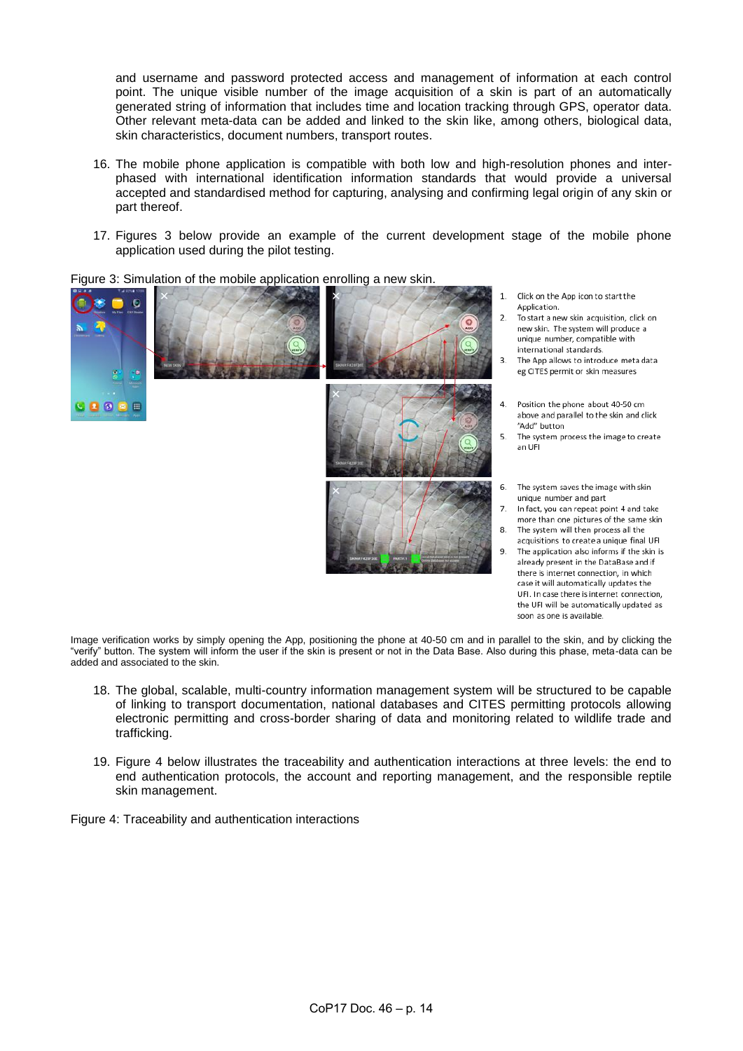and username and password protected access and management of information at each control point. The unique visible number of the image acquisition of a skin is part of an automatically generated string of information that includes time and location tracking through GPS, operator data. Other relevant meta-data can be added and linked to the skin like, among others, biological data, skin characteristics, document numbers, transport routes.

16. The mobile phone application is compatible with both low and high-resolution phones and inter-phased with international identification information standards that would provide a universal accepted and standardised method for capturing, analysing and confirming legal origin of any skin or part thereof.

17. Figures 3 below provide an example of the current development stage of the mobile phone application used during the pilot testing.

Figure 3: Simulation of the mobile application enrolling a new skin.

1. Click on the App icon to start the Application.
2. To start a new skin acquisition, click on new skin. The system will produce a unique number, compatible with international standards.
3. The App allows to introduce meta data eg CITES permit or skin measures
4. Position the phone about 40-50 cm above and parallel to the skin and click "Add" button
5. The system process the image to create an UFI
6. The system saves the image with skin unique number and part
7. In fact, you can repeat point 4 and take more than one pictures of the same skin
8. The system will then process all the acquisitions to create a unique final UFI
9. The application also informs if the skin is already present in the DataBase and if there is internet connection, in which case it will automatically updates the UFI. In case there is internet connection, the UFI will be automatically updated as soon as one is available.

Image verification works by simply opening the App, positioning the phone at 40-50 cm and in parallel to the skin, and by clicking the "verify" button. The system will inform the user if the skin is present or not in the Data Base. Also during this phase, meta-data can be added and associated to the skin.

18. The global, scalable, multi-country information management system will be structured to be capable of linking to transport documentation, national databases and CITES permitting protocols allowing electronic permitting and cross-border sharing of data and monitoring related to wildlife trade and trafficking.

19. Figure 4 below illustrates the traceability and authentication interactions at three levels: the end to end authentication protocols, the account and reporting management, and the responsible reptile skin management.

Figure 4: Traceability and authentication interactions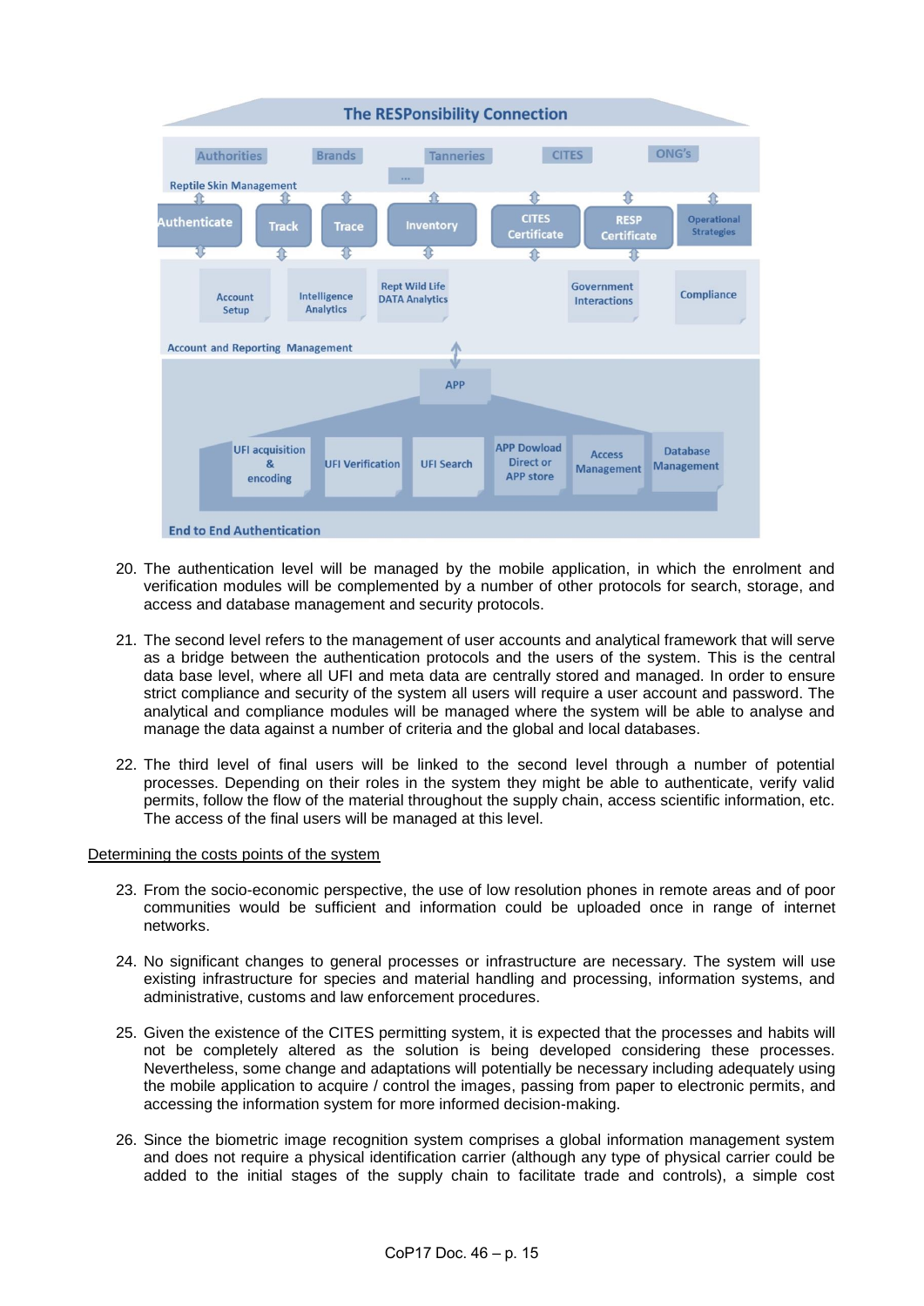The RESPonsibility Connection

Authorities | Brands | ... | Tanneries | CITES | ONG's

Reptile Skin Management

Authenticate | Track | Trace | Inventory | CITES Certificate | RESP Certificate | Operational Strategies

Account Setup | Intelligence Analytics | Rept Wild Life DATA Analytics | Government Interactions | Compliance

Account and Reporting Management

APP

UFI acquisition & encoding | UFI Verification | UFI Search | APP Dowload Direct or APP store | Access Management | Database Management

End to End Authentication

20. The authentication level will be managed by the mobile application, in which the enrolment and verification modules will be complemented by a number of other protocols for search, storage, and access and database management and security protocols.

21. The second level refers to the management of user accounts and analytical framework that will serve as a bridge between the authentication protocols and the users of the system. This is the central data base level, where all UFI and meta data are centrally stored and managed. In order to ensure strict compliance and security of the system all users will require a user account and password. The analytical and compliance modules will be managed where the system will be able to analyse and manage the data against a number of criteria and the global and local databases.

22. The third level of final users will be linked to the second level through a number of potential processes. Depending on their roles in the system they might be able to authenticate, verify valid permits, follow the flow of the material throughout the supply chain, access scientific information, etc. The access of the final users will be managed at this level.

<u>Determining the costs points of the system</u>

23. From the socio-economic perspective, the use of low resolution phones in remote areas and of poor communities would be sufficient and information could be uploaded once in range of internet networks.

24. No significant changes to general processes or infrastructure are necessary. The system will use existing infrastructure for species and material handling and processing, information systems, and administrative, customs and law enforcement procedures.

25. Given the existence of the CITES permitting system, it is expected that the processes and habits will not be completely altered as the solution is being developed considering these processes. Nevertheless, some change and adaptations will potentially be necessary including adequately using the mobile application to acquire / control the images, passing from paper to electronic permits, and accessing the information system for more informed decision-making.

26. Since the biometric image recognition system comprises a global information management system and does not require a physical identification carrier (although any type of physical carrier could be added to the initial stages of the supply chain to facilitate trade and controls), a simple cost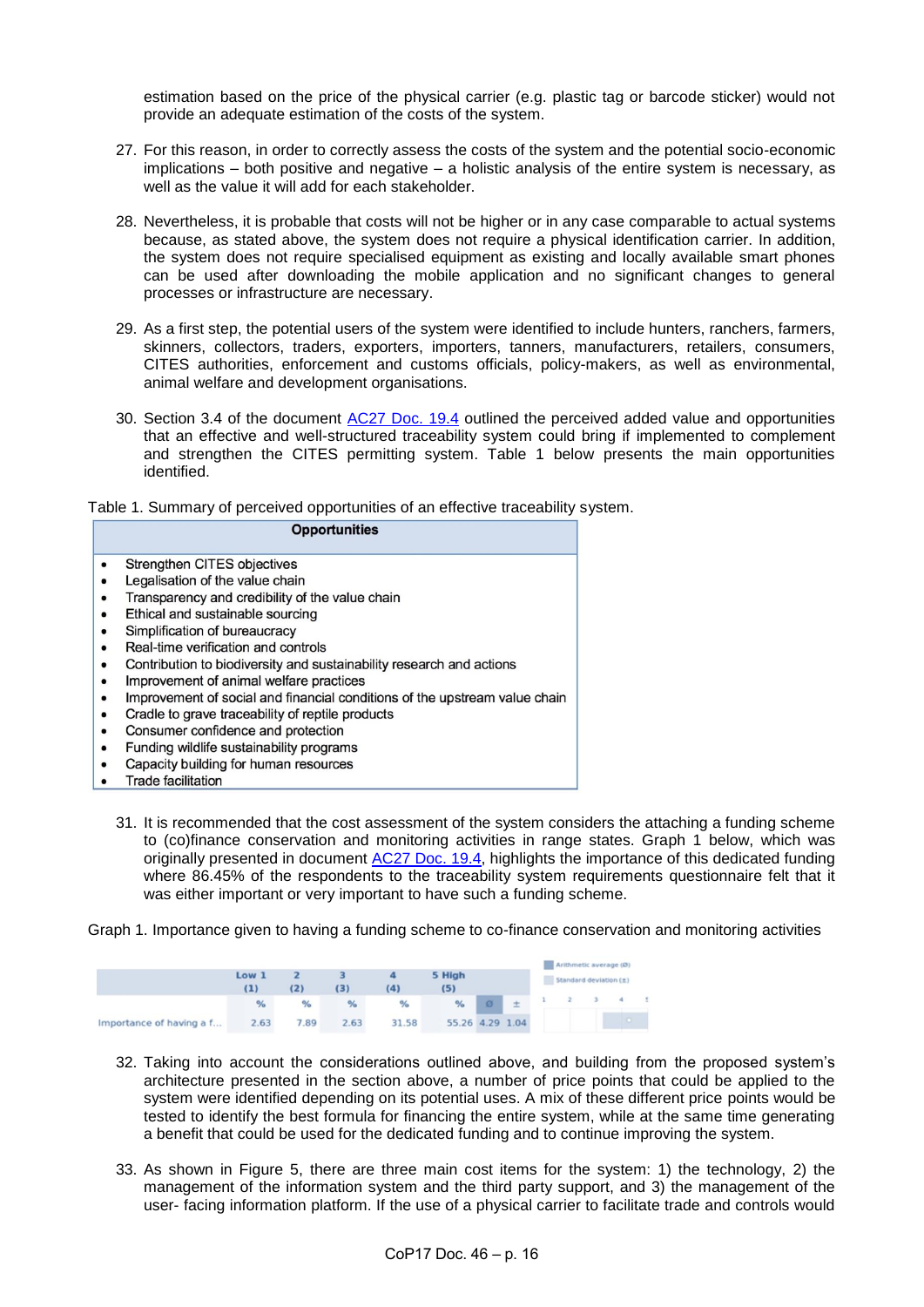estimation based on the price of the physical carrier (e.g. plastic tag or barcode sticker) would not provide an adequate estimation of the costs of the system.

27. For this reason, in order to correctly assess the costs of the system and the potential socio-economic implications – both positive and negative – a holistic analysis of the entire system is necessary, as well as the value it will add for each stakeholder.

28. Nevertheless, it is probable that costs will not be higher or in any case comparable to actual systems because, as stated above, the system does not require a physical identification carrier. In addition, the system does not require specialised equipment as existing and locally available smart phones can be used after downloading the mobile application and no significant changes to general processes or infrastructure are necessary.

29. As a first step, the potential users of the system were identified to include hunters, ranchers, farmers, skinners, collectors, traders, exporters, importers, tanners, manufacturers, retailers, consumers, CITES authorities, enforcement and customs officials, policy-makers, as well as environmental, animal welfare and development organisations.

30. Section 3.4 of the document AC27 Doc. 19.4 outlined the perceived added value and opportunities that an effective and well-structured traceability system could bring if implemented to complement and strengthen the CITES permitting system. Table 1 below presents the main opportunities identified.

Table 1. Summary of perceived opportunities of an effective traceability system.

| Opportunities |
|---|
| • Strengthen CITES objectives<br>• Legalisation of the value chain<br>• Transparency and credibility of the value chain<br>• Ethical and sustainable sourcing<br>• Simplification of bureaucracy<br>• Real-time verification and controls<br>• Contribution to biodiversity and sustainability research and actions<br>• Improvement of animal welfare practices<br>• Improvement of social and financial conditions of the upstream value chain<br>• Cradle to grave traceability of reptile products<br>• Consumer confidence and protection<br>• Funding wildlife sustainability programs<br>• Capacity building for human resources<br>• Trade facilitation |

31. It is recommended that the cost assessment of the system considers the attaching a funding scheme to (co)finance conservation and monitoring activities in range states. Graph 1 below, which was originally presented in document AC27 Doc. 19.4, highlights the importance of this dedicated funding where 86.45% of the respondents to the traceability system requirements questionnaire felt that it was either important or very important to have such a funding scheme.

Graph 1. Importance given to having a funding scheme to co-finance conservation and monitoring activities

| | Low 1 (1) | 2 (2) | 3 (3) | 4 (4) | 5 High (5) | | |
|---|---|---|---|---|---|---|---|
| | % | % | % | % | % | Ø | ± |
| Importance of having a f... | 2.63 | 7.89 | 2.63 | 31.58 | 55.26 | 4.29 | 1.04 |

Arithmetic average (Ø)
Standard deviation (±)

32. Taking into account the considerations outlined above, and building from the proposed system's architecture presented in the section above, a number of price points that could be applied to the system were identified depending on its potential uses. A mix of these different price points would be tested to identify the best formula for financing the entire system, while at the same time generating a benefit that could be used for the dedicated funding and to continue improving the system.

33. As shown in Figure 5, there are three main cost items for the system: 1) the technology, 2) the management of the information system and the third party support, and 3) the management of the user- facing information platform. If the use of a physical carrier to facilitate trade and controls would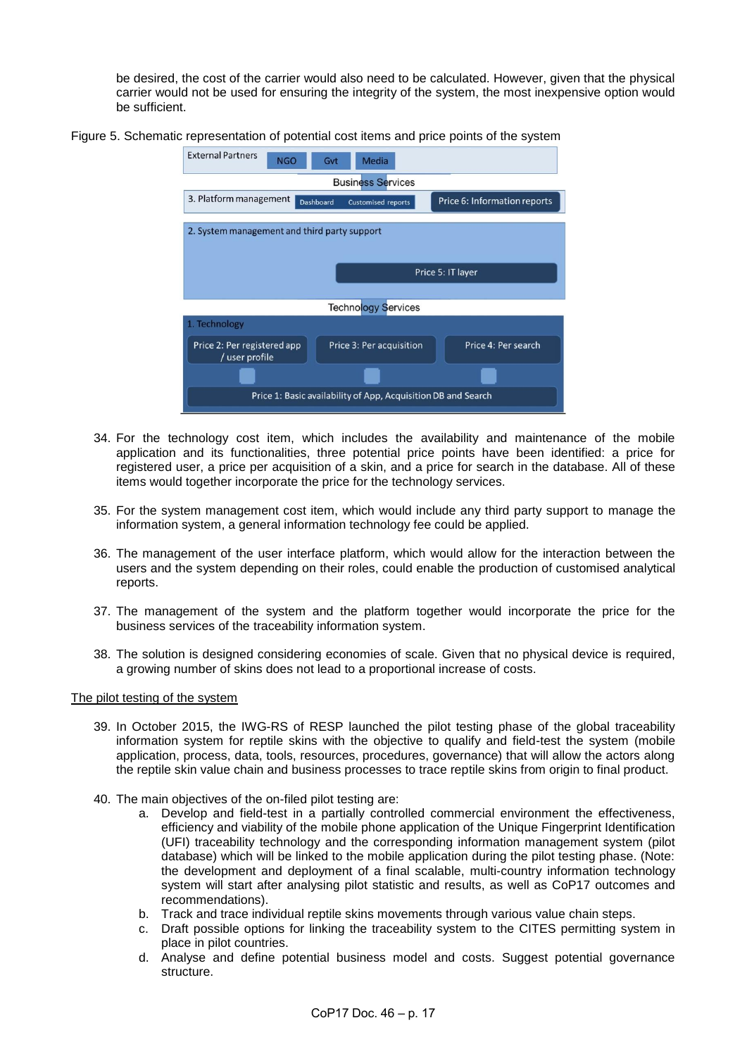be desired, the cost of the carrier would also need to be calculated. However, given that the physical carrier would not be used for ensuring the integrity of the system, the most inexpensive option would be sufficient.

Figure 5. Schematic representation of potential cost items and price points of the system

External Partners: NGO, Gvt, Media

Business Services

3. Platform management: Dashboard, Customised reports — Price 6: Information reports

2. System management and third party support — Price 5: IT layer

Technology Services

1. Technology: Price 2: Per registered app / user profile; Price 3: Per acquisition; Price 4: Per search

Price 1: Basic availability of App, Acquisition DB and Search

34. For the technology cost item, which includes the availability and maintenance of the mobile application and its functionalities, three potential price points have been identified: a price for registered user, a price per acquisition of a skin, and a price for search in the database. All of these items would together incorporate the price for the technology services.

35. For the system management cost item, which would include any third party support to manage the information system, a general information technology fee could be applied.

36. The management of the user interface platform, which would allow for the interaction between the users and the system depending on their roles, could enable the production of customised analytical reports.

37. The management of the system and the platform together would incorporate the price for the business services of the traceability information system.

38. The solution is designed considering economies of scale. Given that no physical device is required, a growing number of skins does not lead to a proportional increase of costs.

<u>The pilot testing of the system</u>

39. In October 2015, the IWG-RS of RESP launched the pilot testing phase of the global traceability information system for reptile skins with the objective to qualify and field-test the system (mobile application, process, data, tools, resources, procedures, governance) that will allow the actors along the reptile skin value chain and business processes to trace reptile skins from origin to final product.

40. The main objectives of the on-filed pilot testing are:
   a. Develop and field-test in a partially controlled commercial environment the effectiveness, efficiency and viability of the mobile phone application of the Unique Fingerprint Identification (UFI) traceability technology and the corresponding information management system (pilot database) which will be linked to the mobile application during the pilot testing phase. (Note: the development and deployment of a final scalable, multi-country information technology system will start after analysing pilot statistic and results, as well as CoP17 outcomes and recommendations).
   b. Track and trace individual reptile skins movements through various value chain steps.
   c. Draft possible options for linking the traceability system to the CITES permitting system in place in pilot countries.
   d. Analyse and define potential business model and costs. Suggest potential governance structure.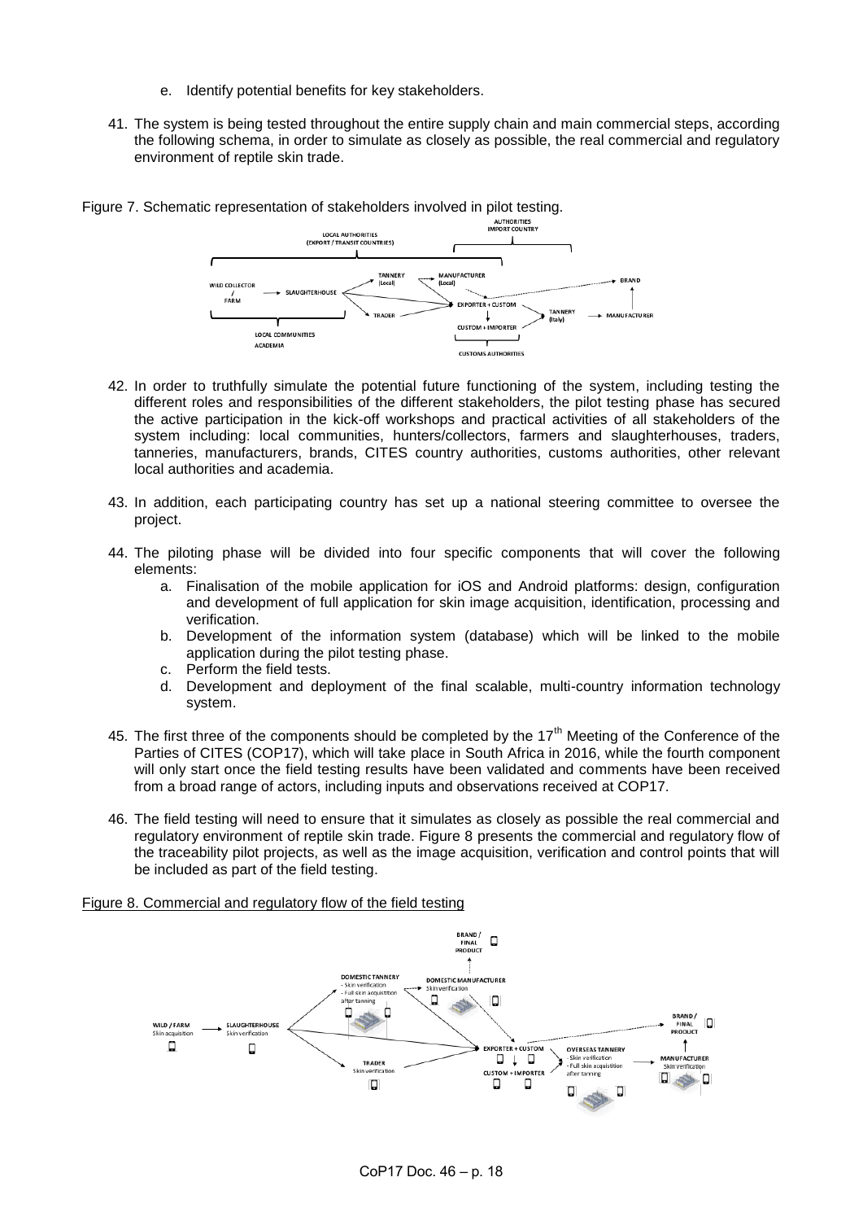e. Identify potential benefits for key stakeholders.

41. The system is being tested throughout the entire supply chain and main commercial steps, according the following schema, in order to simulate as closely as possible, the real commercial and regulatory environment of reptile skin trade.

Figure 7. Schematic representation of stakeholders involved in pilot testing.

42. In order to truthfully simulate the potential future functioning of the system, including testing the different roles and responsibilities of the different stakeholders, the pilot testing phase has secured the active participation in the kick-off workshops and practical activities of all stakeholders of the system including: local communities, hunters/collectors, farmers and slaughterhouses, traders, tanneries, manufacturers, brands, CITES country authorities, customs authorities, other relevant local authorities and academia.

43. In addition, each participating country has set up a national steering committee to oversee the project.

44. The piloting phase will be divided into four specific components that will cover the following elements:
    a. Finalisation of the mobile application for iOS and Android platforms: design, configuration and development of full application for skin image acquisition, identification, processing and verification.
    b. Development of the information system (database) which will be linked to the mobile application during the pilot testing phase.
    c. Perform the field tests.
    d. Development and deployment of the final scalable, multi-country information technology system.

45. The first three of the components should be completed by the 17th Meeting of the Conference of the Parties of CITES (COP17), which will take place in South Africa in 2016, while the fourth component will only start once the field testing results have been validated and comments have been received from a broad range of actors, including inputs and observations received at COP17.

46. The field testing will need to ensure that it simulates as closely as possible the real commercial and regulatory environment of reptile skin trade. Figure 8 presents the commercial and regulatory flow of the traceability pilot projects, as well as the image acquisition, verification and control points that will be included as part of the field testing.

Figure 8. Commercial and regulatory flow of the field testing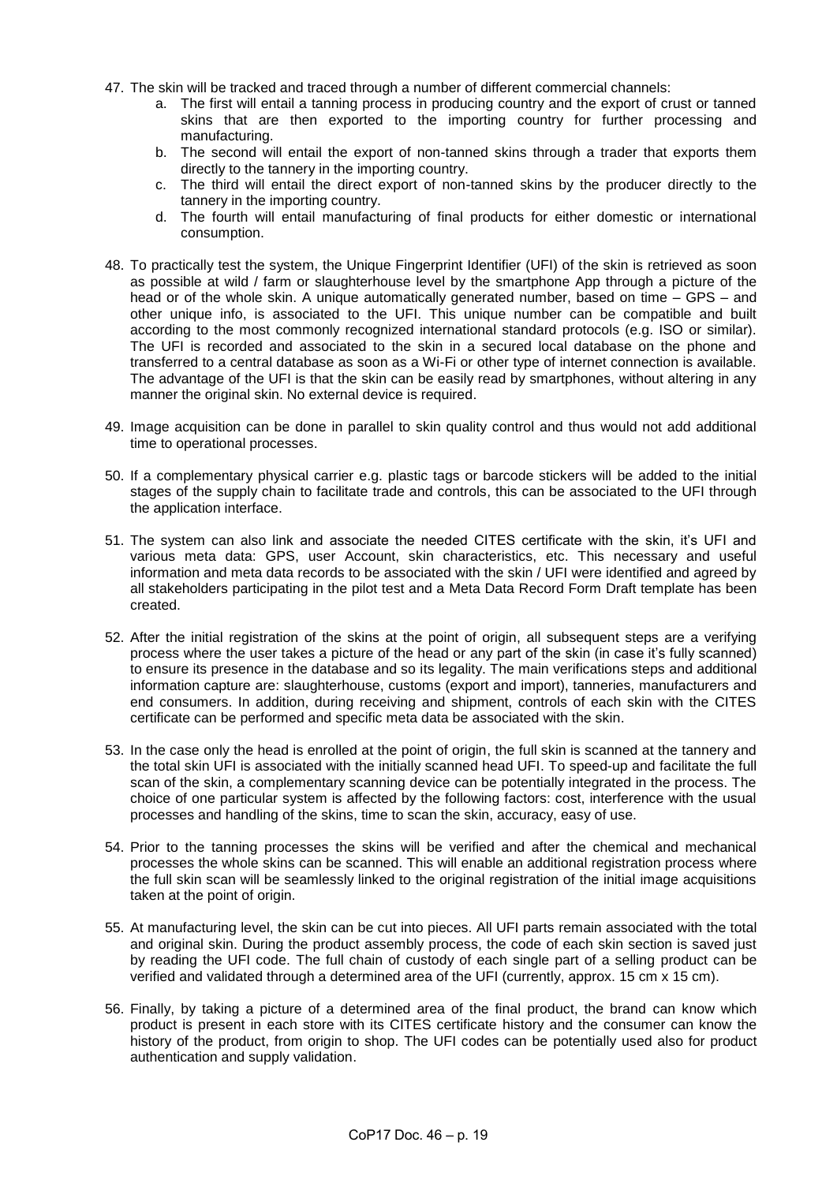47. The skin will be tracked and traced through a number of different commercial channels:
    a. The first will entail a tanning process in producing country and the export of crust or tanned skins that are then exported to the importing country for further processing and manufacturing.
    b. The second will entail the export of non-tanned skins through a trader that exports them directly to the tannery in the importing country.
    c. The third will entail the direct export of non-tanned skins by the producer directly to the tannery in the importing country.
    d. The fourth will entail manufacturing of final products for either domestic or international consumption.

48. To practically test the system, the Unique Fingerprint Identifier (UFI) of the skin is retrieved as soon as possible at wild / farm or slaughterhouse level by the smartphone App through a picture of the head or of the whole skin. A unique automatically generated number, based on time – GPS – and other unique info, is associated to the UFI. This unique number can be compatible and built according to the most commonly recognized international standard protocols (e.g. ISO or similar). The UFI is recorded and associated to the skin in a secured local database on the phone and transferred to a central database as soon as a Wi-Fi or other type of internet connection is available. The advantage of the UFI is that the skin can be easily read by smartphones, without altering in any manner the original skin. No external device is required.

49. Image acquisition can be done in parallel to skin quality control and thus would not add additional time to operational processes.

50. If a complementary physical carrier e.g. plastic tags or barcode stickers will be added to the initial stages of the supply chain to facilitate trade and controls, this can be associated to the UFI through the application interface.

51. The system can also link and associate the needed CITES certificate with the skin, it's UFI and various meta data: GPS, user Account, skin characteristics, etc. This necessary and useful information and meta data records to be associated with the skin / UFI were identified and agreed by all stakeholders participating in the pilot test and a Meta Data Record Form Draft template has been created.

52. After the initial registration of the skins at the point of origin, all subsequent steps are a verifying process where the user takes a picture of the head or any part of the skin (in case it's fully scanned) to ensure its presence in the database and so its legality. The main verifications steps and additional information capture are: slaughterhouse, customs (export and import), tanneries, manufacturers and end consumers. In addition, during receiving and shipment, controls of each skin with the CITES certificate can be performed and specific meta data be associated with the skin.

53. In the case only the head is enrolled at the point of origin, the full skin is scanned at the tannery and the total skin UFI is associated with the initially scanned head UFI. To speed-up and facilitate the full scan of the skin, a complementary scanning device can be potentially integrated in the process. The choice of one particular system is affected by the following factors: cost, interference with the usual processes and handling of the skins, time to scan the skin, accuracy, easy of use.

54. Prior to the tanning processes the skins will be verified and after the chemical and mechanical processes the whole skins can be scanned. This will enable an additional registration process where the full skin scan will be seamlessly linked to the original registration of the initial image acquisitions taken at the point of origin.

55. At manufacturing level, the skin can be cut into pieces. All UFI parts remain associated with the total and original skin. During the product assembly process, the code of each skin section is saved just by reading the UFI code. The full chain of custody of each single part of a selling product can be verified and validated through a determined area of the UFI (currently, approx. 15 cm x 15 cm).

56. Finally, by taking a picture of a determined area of the final product, the brand can know which product is present in each store with its CITES certificate history and the consumer can know the history of the product, from origin to shop. The UFI codes can be potentially used also for product authentication and supply validation.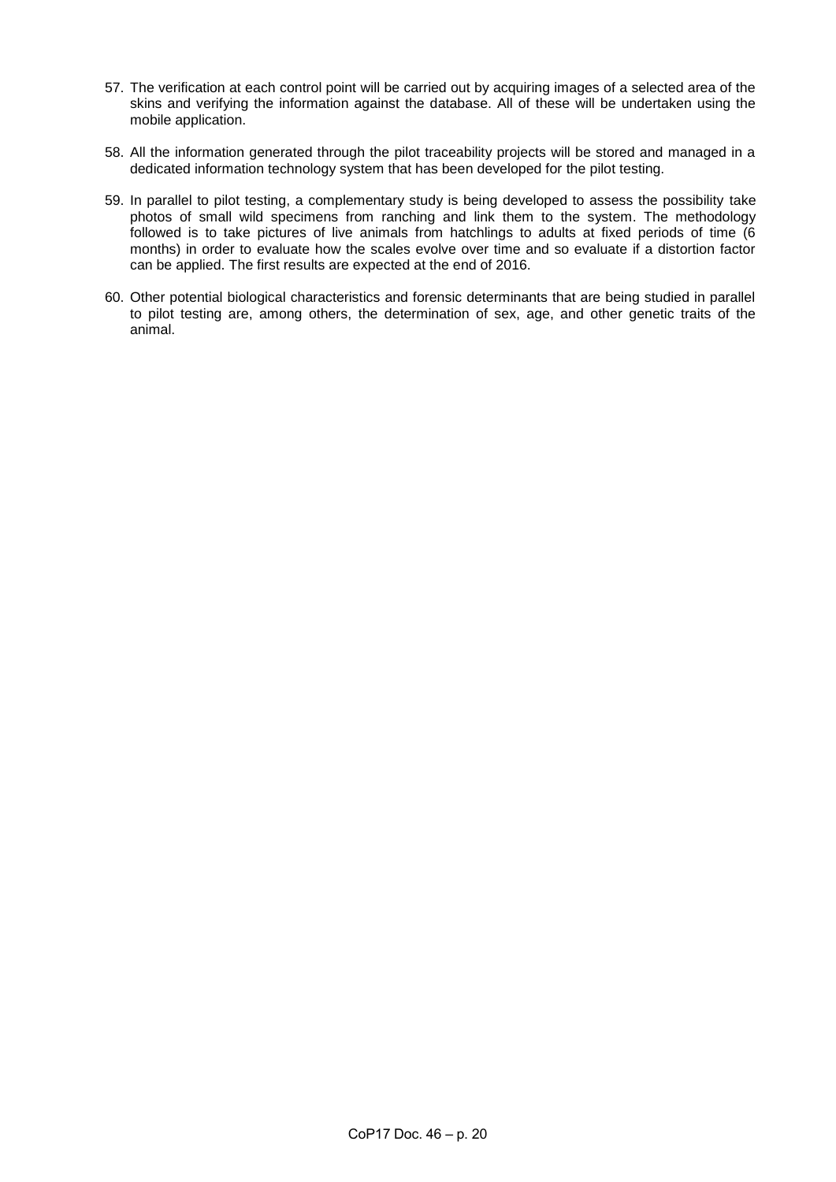57. The verification at each control point will be carried out by acquiring images of a selected area of the skins and verifying the information against the database. All of these will be undertaken using the mobile application.

58. All the information generated through the pilot traceability projects will be stored and managed in a dedicated information technology system that has been developed for the pilot testing.

59. In parallel to pilot testing, a complementary study is being developed to assess the possibility take photos of small wild specimens from ranching and link them to the system. The methodology followed is to take pictures of live animals from hatchlings to adults at fixed periods of time (6 months) in order to evaluate how the scales evolve over time and so evaluate if a distortion factor can be applied. The first results are expected at the end of 2016.

60. Other potential biological characteristics and forensic determinants that are being studied in parallel to pilot testing are, among others, the determination of sex, age, and other genetic traits of the animal.